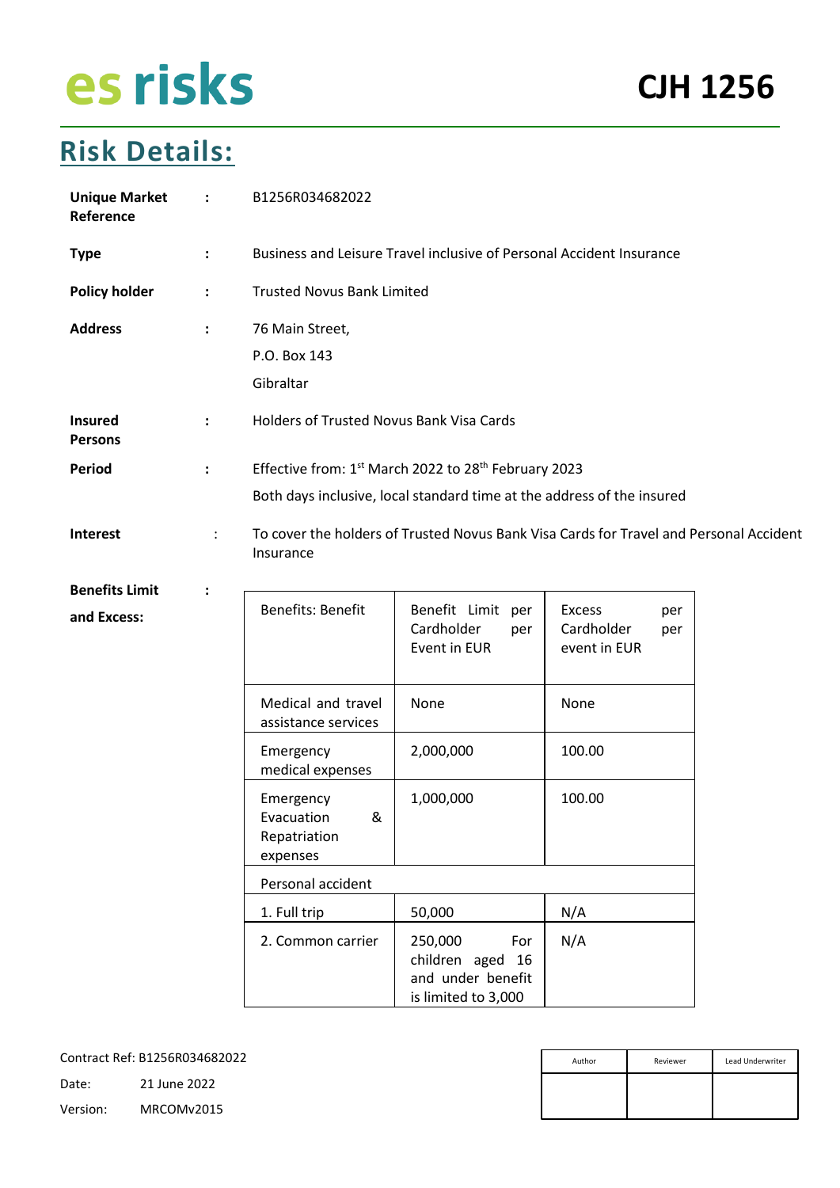es risks

**CJH 1256**

# Risk Details:

**Unique Market Reference** : B1256R034682022

**Type** : Business and Leisure Travel inclusive of Personal Accident Insurance

**Policy holder** : Trusted Novus Bank Limited

**Address** : 76 Main Street,
P.O. Box 143
Gibraltar

**Insured Persons** : Holders of Trusted Novus Bank Visa Cards

**Period** : Effective from: 1st March 2022 to 28th February 2023
Both days inclusive, local standard time at the address of the insured

**Interest** : To cover the holders of Trusted Novus Bank Visa Cards for Travel and Personal Accident Insurance

**Benefits Limit and Excess:** :

| Benefits: Benefit | Benefit Limit per Cardholder per Event in EUR | Excess per Cardholder per event in EUR |
|---|---|---|
| Medical and travel assistance services | None | None |
| Emergency medical expenses | 2,000,000 | 100.00 |
| Emergency Evacuation & Repatriation expenses | 1,000,000 | 100.00 |
| Personal accident | | |
| 1. Full trip | 50,000 | N/A |
| 2. Common carrier | 250,000 For children aged 16 and under benefit is limited to 3,000 | N/A |

Contract Ref: B1256R034682022
Date: 21 June 2022
Version: MRCOMv2015

| Author | Reviewer | Lead Underwriter |
|---|---|---|
| | | |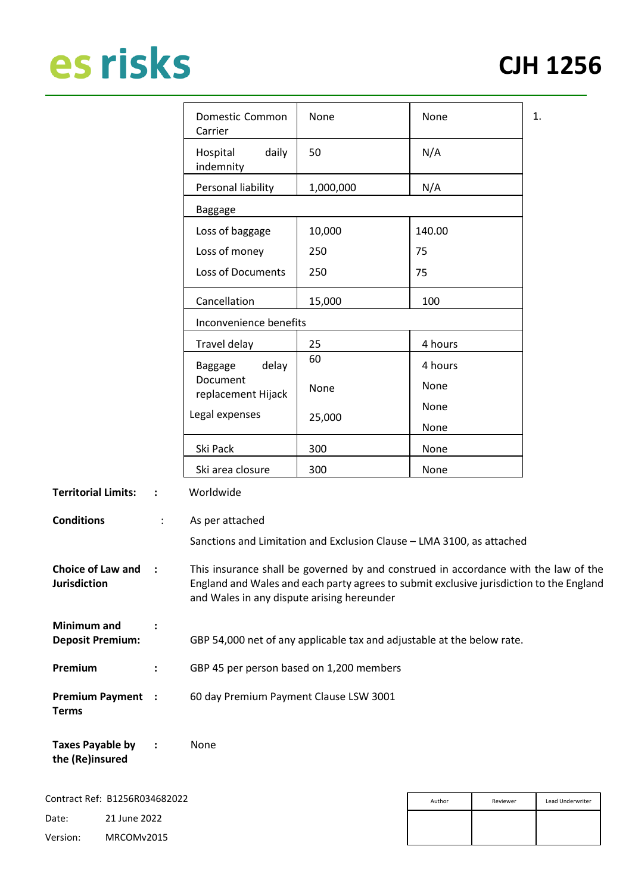| | | | |
|---|---|---|---|
| Domestic Common Carrier | None | None | 1. |
| Hospital daily indemnity | 50 | N/A | |
| Personal liability | 1,000,000 | N/A | |
| Baggage | | | |
| Loss of baggage<br>Loss of money<br>Loss of Documents | 10,000<br>250<br>250 | 140.00<br>75<br>75 | |
| Cancellation | 15,000 | 100 | |
| Inconvenience benefits | | | |
| Travel delay | 25 | 4 hours | |
| Baggage delay<br>Document replacement Hijack<br>Legal expenses | 60<br>None<br>25,000 | 4 hours<br>None<br>None<br>None | |
| Ski Pack | 300 | None | |
| Ski area closure | 300 | None | |

**Territorial Limits:** : Worldwide

**Conditions** : As per attached

Sanctions and Limitation and Exclusion Clause – LMA 3100, as attached

**Choice of Law and Jurisdiction** : This insurance shall be governed by and construed in accordance with the law of the England and Wales and each party agrees to submit exclusive jurisdiction to the England and Wales in any dispute arising hereunder

**Minimum and Deposit Premium:** : GBP 54,000 net of any applicable tax and adjustable at the below rate.

**Premium** : GBP 45 per person based on 1,200 members

**Premium Payment Terms** : 60 day Premium Payment Clause LSW 3001

**Taxes Payable by the (Re)insured** : None

Contract Ref: B1256R034682022
Date: 21 June 2022
Version: MRCOMv2015

| Author | Reviewer | Lead Underwriter |
|---|---|---|
| | | |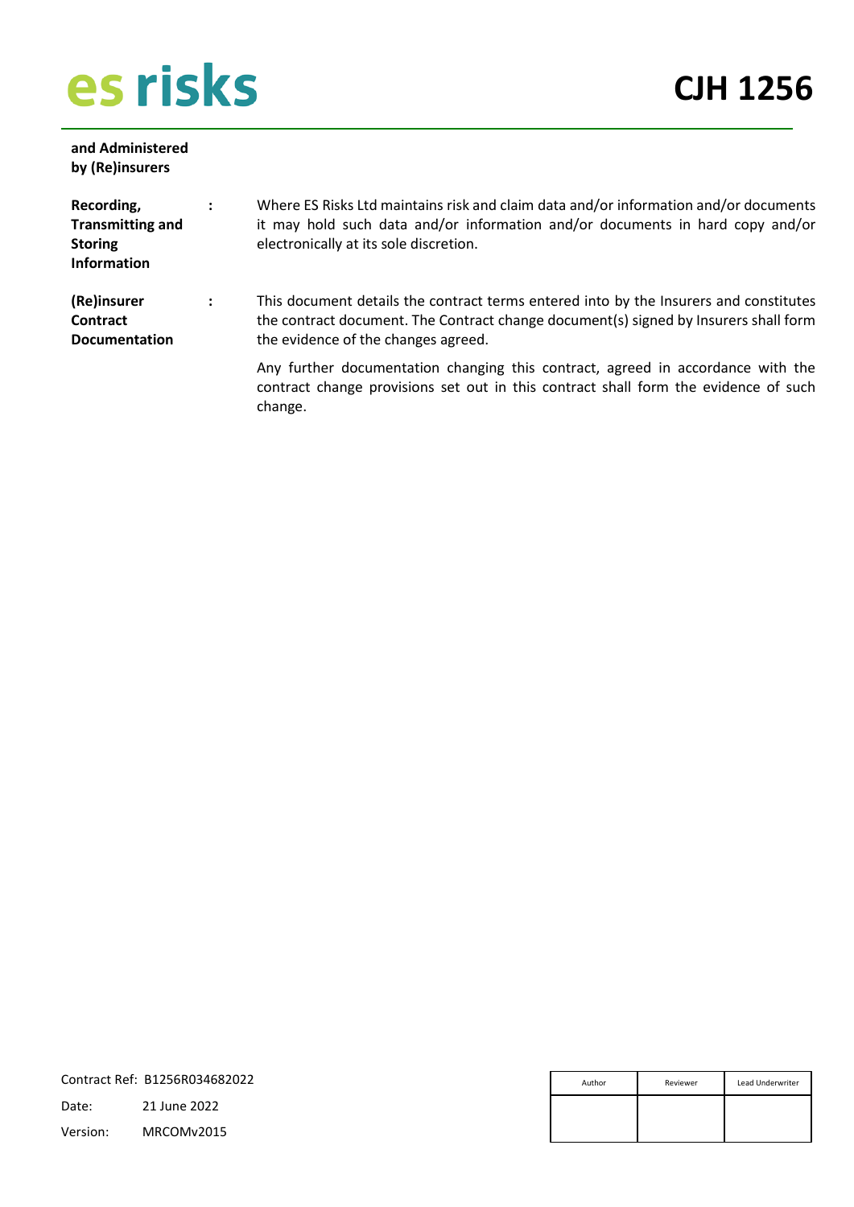| | | |
|---|---|---|
| **and Administered by (Re)insurers** | | |
| **Recording, Transmitting and Storing Information** | **:** | Where ES Risks Ltd maintains risk and claim data and/or information and/or documents it may hold such data and/or information and/or documents in hard copy and/or electronically at its sole discretion. |
| **(Re)insurer Contract Documentation** | **:** | This document details the contract terms entered into by the Insurers and constitutes the contract document. The Contract change document(s) signed by Insurers shall form the evidence of the changes agreed.<br><br>Any further documentation changing this contract, agreed in accordance with the contract change provisions set out in this contract shall form the evidence of such change. |

Contract Ref: B1256R034682022

Date: 21 June 2022

Version: MRCOMv2015

| Author | Reviewer | Lead Underwriter |
|---|---|---|
| | | |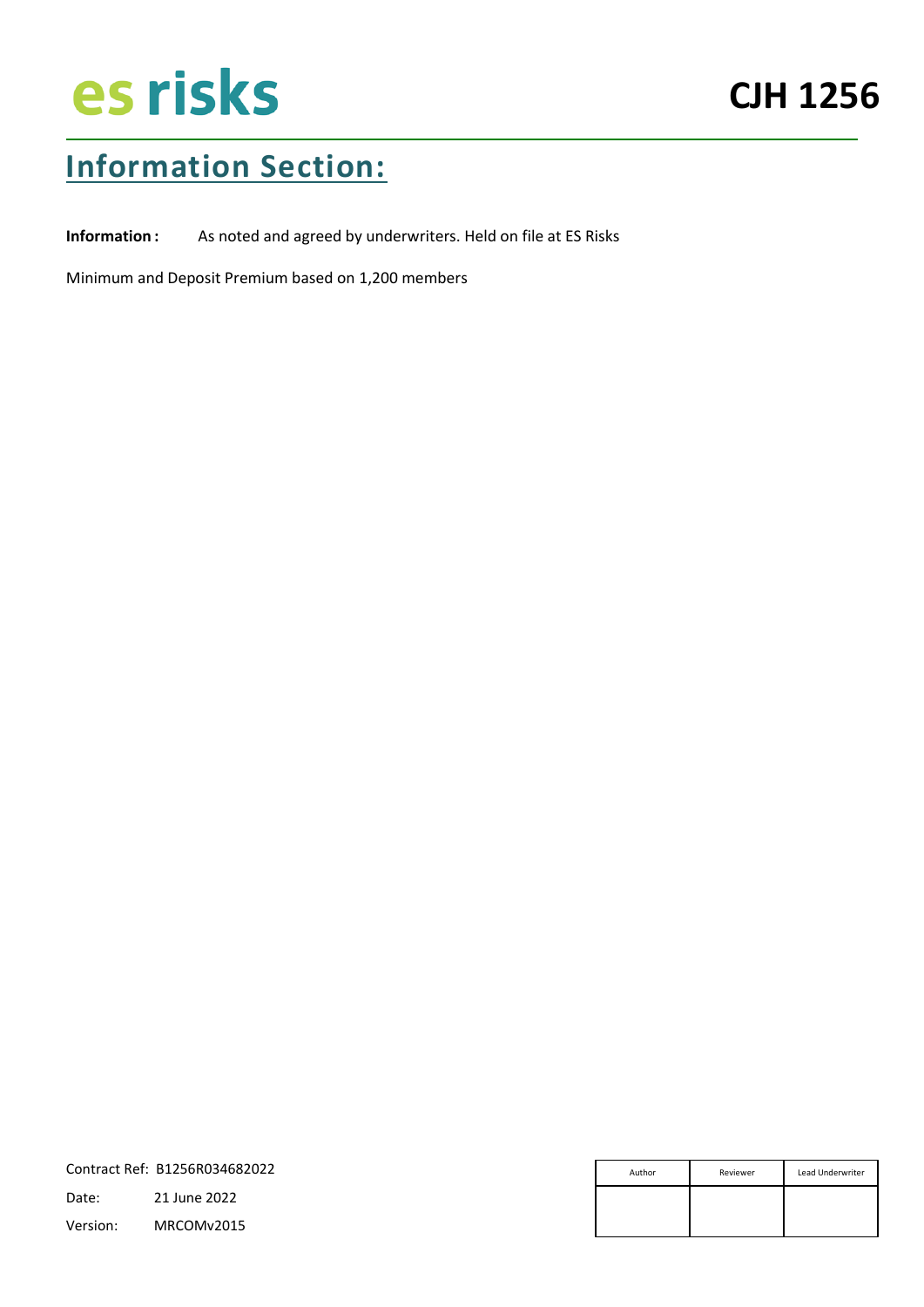# Information Section:

**Information :** As noted and agreed by underwriters. Held on file at ES Risks

Minimum and Deposit Premium based on 1,200 members

Contract Ref: B1256R034682022

Date: 21 June 2022

Version: MRCOMv2015

| Author | Reviewer | Lead Underwriter |
| --- | --- | --- |
| | | |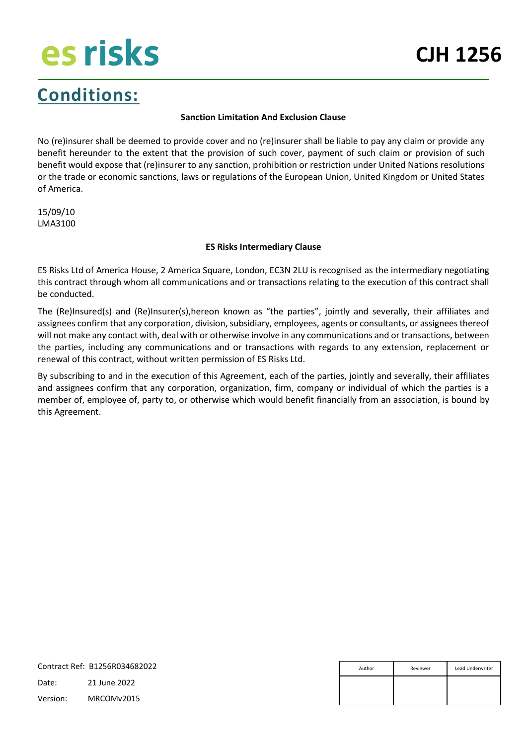## Conditions:

**Sanction Limitation And Exclusion Clause**

No (re)insurer shall be deemed to provide cover and no (re)insurer shall be liable to pay any claim or provide any benefit hereunder to the extent that the provision of such cover, payment of such claim or provision of such benefit would expose that (re)insurer to any sanction, prohibition or restriction under United Nations resolutions or the trade or economic sanctions, laws or regulations of the European Union, United Kingdom or United States of America.

15/09/10
LMA3100

**ES Risks Intermediary Clause**

ES Risks Ltd of America House, 2 America Square, London, EC3N 2LU is recognised as the intermediary negotiating this contract through whom all communications and or transactions relating to the execution of this contract shall be conducted.

The (Re)Insured(s) and (Re)Insurer(s),hereon known as "the parties", jointly and severally, their affiliates and assignees confirm that any corporation, division, subsidiary, employees, agents or consultants, or assignees thereof will not make any contact with, deal with or otherwise involve in any communications and or transactions, between the parties, including any communications and or transactions with regards to any extension, replacement or renewal of this contract, without written permission of ES Risks Ltd.

By subscribing to and in the execution of this Agreement, each of the parties, jointly and severally, their affiliates and assignees confirm that any corporation, organization, firm, company or individual of which the parties is a member of, employee of, party to, or otherwise which would benefit financially from an association, is bound by this Agreement.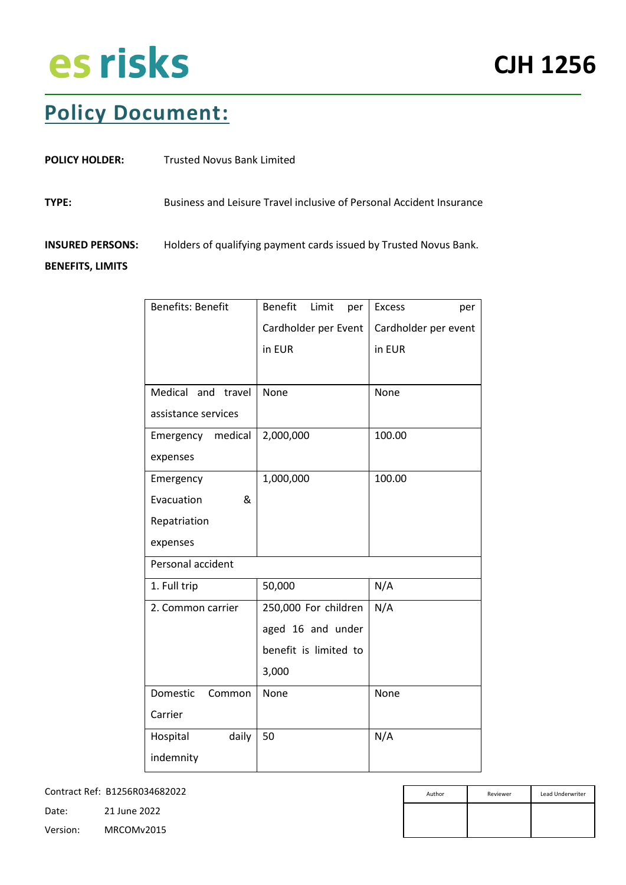es risks

**CJH 1256**

# Policy Document:

**POLICY HOLDER:** Trusted Novus Bank Limited

**TYPE:** Business and Leisure Travel inclusive of Personal Accident Insurance

**INSURED PERSONS:** Holders of qualifying payment cards issued by Trusted Novus Bank.

**BENEFITS, LIMITS**

| Benefits: Benefit | Benefit Limit per Cardholder per Event in EUR | Excess per Cardholder per event in EUR |
|---|---|---|
| Medical and travel assistance services | None | None |
| Emergency medical expenses | 2,000,000 | 100.00 |
| Emergency Evacuation & Repatriation expenses | 1,000,000 | 100.00 |
| Personal accident | | |
| 1. Full trip | 50,000 | N/A |
| 2. Common carrier | 250,000 For children aged 16 and under benefit is limited to 3,000 | N/A |
| Domestic Common Carrier | None | None |
| Hospital daily indemnity | 50 | N/A |

Contract Ref: B1256R034682022

Date: 21 June 2022

Version: MRCOMv2015

| Author | Reviewer | Lead Underwriter |
|---|---|---|
| | | |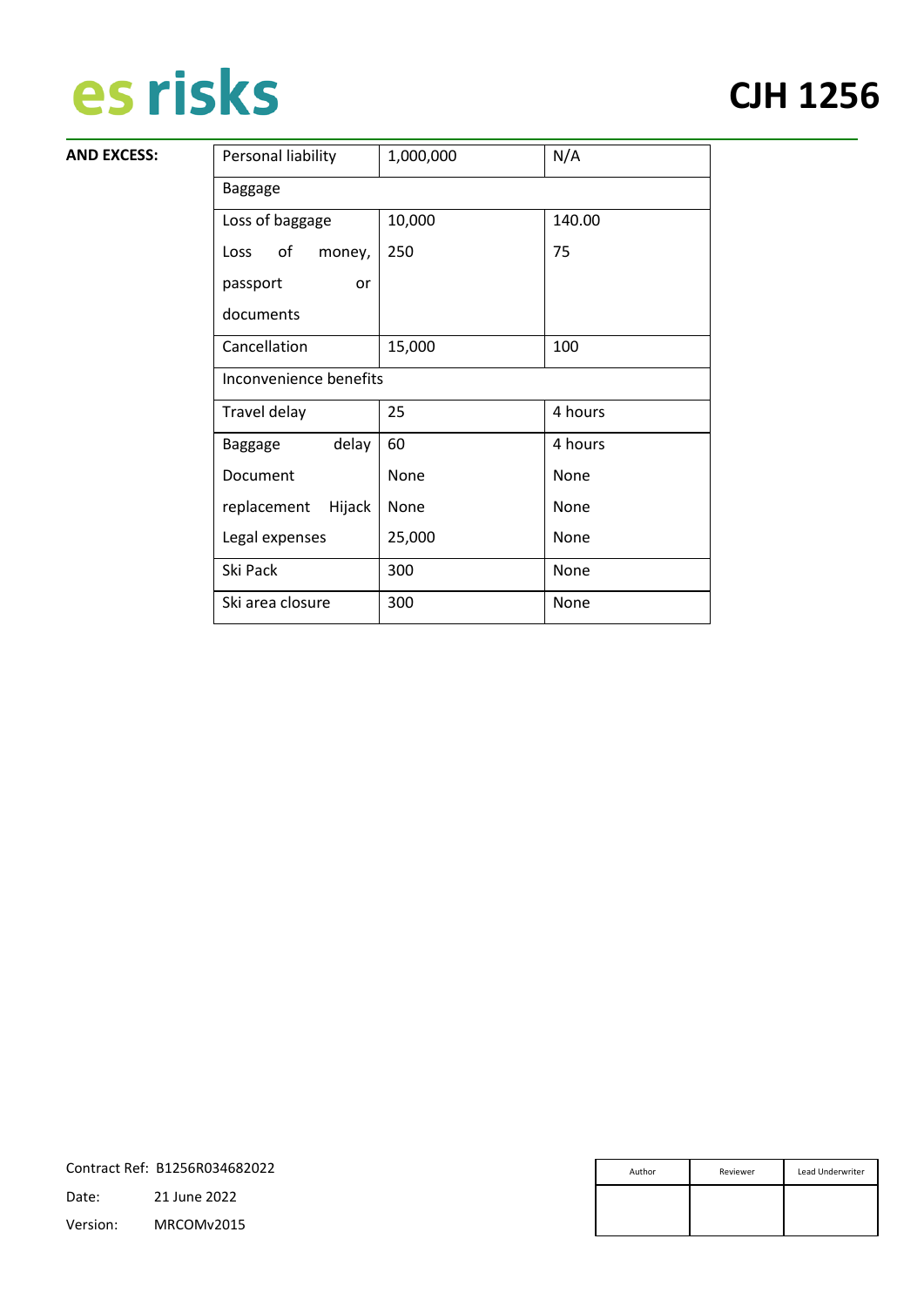**AND EXCESS:**

| Personal liability | 1,000,000 | N/A |
|---|---|---|
| Baggage | | |
| Loss of baggage | 10,000 | 140.00 |
| Loss of money, passport or documents | 250 | 75 |
| Cancellation | 15,000 | 100 |
| Inconvenience benefits | | |
| Travel delay | 25 | 4 hours |
| Baggage delay | 60 | 4 hours |
| Document replacement | None | None |
| Hijack | None | None |
| Legal expenses | 25,000 | None |
| Ski Pack | 300 | None |
| Ski area closure | 300 | None |

Contract Ref: B1256R034682022

Date: 21 June 2022

Version: MRCOMv2015

| Author | Reviewer | Lead Underwriter |
|---|---|---|
| | | |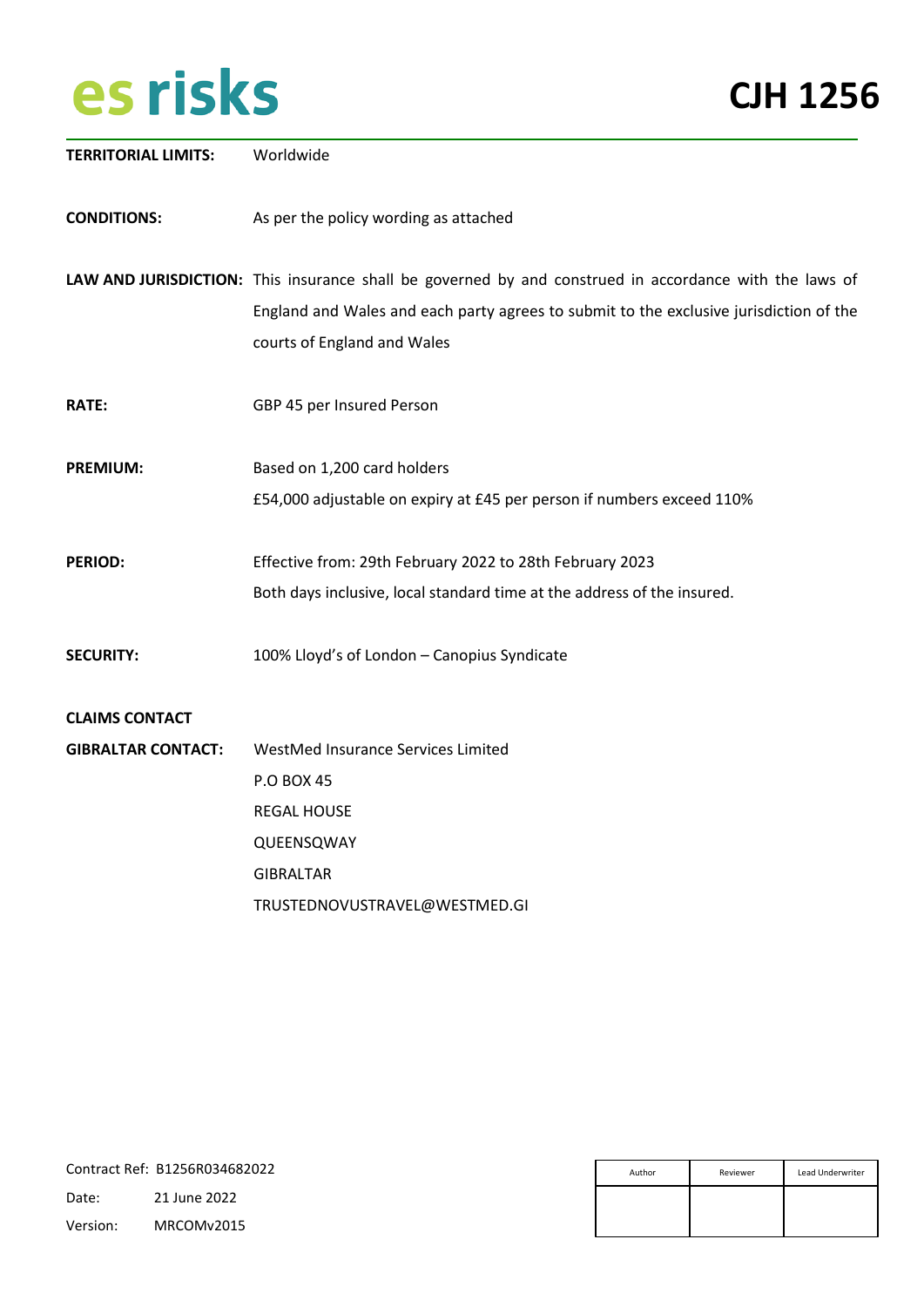**es risks** **CJH 1256**

| | |
|---|---|
| **TERRITORIAL LIMITS:** | Worldwide |
| **CONDITIONS:** | As per the policy wording as attached |
| **LAW AND JURISDICTION:** | This insurance shall be governed by and construed in accordance with the laws of England and Wales and each party agrees to submit to the exclusive jurisdiction of the courts of England and Wales |
| **RATE:** | GBP 45 per Insured Person |
| **PREMIUM:** | Based on 1,200 card holders<br>£54,000 adjustable on expiry at £45 per person if numbers exceed 110% |
| **PERIOD:** | Effective from: 29th February 2022 to 28th February 2023<br>Both days inclusive, local standard time at the address of the insured. |
| **SECURITY:** | 100% Lloyd's of London – Canopius Syndicate |
| **CLAIMS CONTACT GIBRALTAR CONTACT:** | WestMed Insurance Services Limited<br>P.O BOX 45<br>REGAL HOUSE<br>QUEENSQWAY<br>GIBRALTAR<br>TRUSTEDNOVUSTRAVEL@WESTMED.GI |

Contract Ref: B1256R034682022
Date: 21 June 2022
Version: MRCOMv2015

| Author | Reviewer | Lead Underwriter |
|---|---|---|
| | | |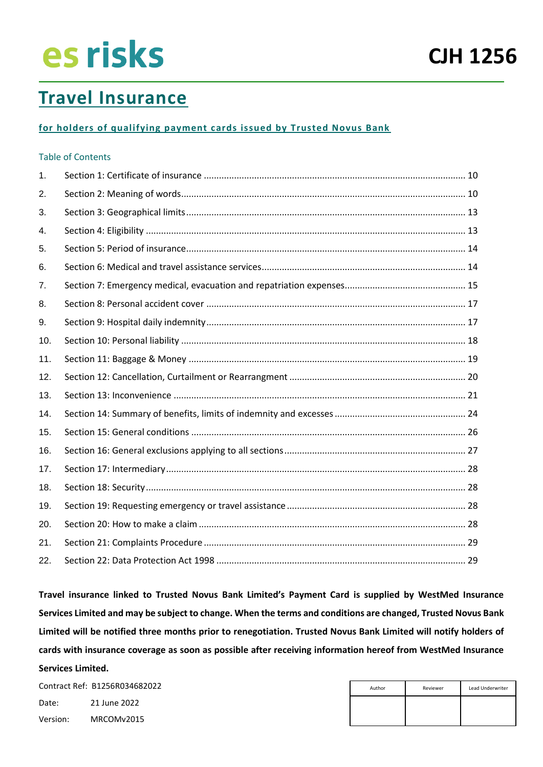es risks

**CJH 1256**

# Travel Insurance

## for holders of qualifying payment cards issued by Trusted Novus Bank

Table of Contents

1. Section 1: Certificate of insurance ........ 10
2. Section 2: Meaning of words ........ 10
3. Section 3: Geographical limits ........ 13
4. Section 4: Eligibility ........ 13
5. Section 5: Period of insurance ........ 14
6. Section 6: Medical and travel assistance services ........ 14
7. Section 7: Emergency medical, evacuation and repatriation expenses ........ 15
8. Section 8: Personal accident cover ........ 17
9. Section 9: Hospital daily indemnity ........ 17
10. Section 10: Personal liability ........ 18
11. Section 11: Baggage & Money ........ 19
12. Section 12: Cancellation, Curtailment or Rearrangment ........ 20
13. Section 13: Inconvenience ........ 21
14. Section 14: Summary of benefits, limits of indemnity and excesses ........ 24
15. Section 15: General conditions ........ 26
16. Section 16: General exclusions applying to all sections ........ 27
17. Section 17: Intermediary ........ 28
18. Section 18: Security ........ 28
19. Section 19: Requesting emergency or travel assistance ........ 28
20. Section 20: How to make a claim ........ 28
21. Section 21: Complaints Procedure ........ 29
22. Section 22: Data Protection Act 1998 ........ 29

**Travel insurance linked to Trusted Novus Bank Limited's Payment Card is supplied by WestMed Insurance Services Limited and may be subject to change. When the terms and conditions are changed, Trusted Novus Bank Limited will be notified three months prior to renegotiation. Trusted Novus Bank Limited will notify holders of cards with insurance coverage as soon as possible after receiving information hereof from WestMed Insurance Services Limited.**

Contract Ref: B1256R034682022

Date: 21 June 2022

Version: MRCOMv2015

| Author | Reviewer | Lead Underwriter |
|---|---|---|
| | | |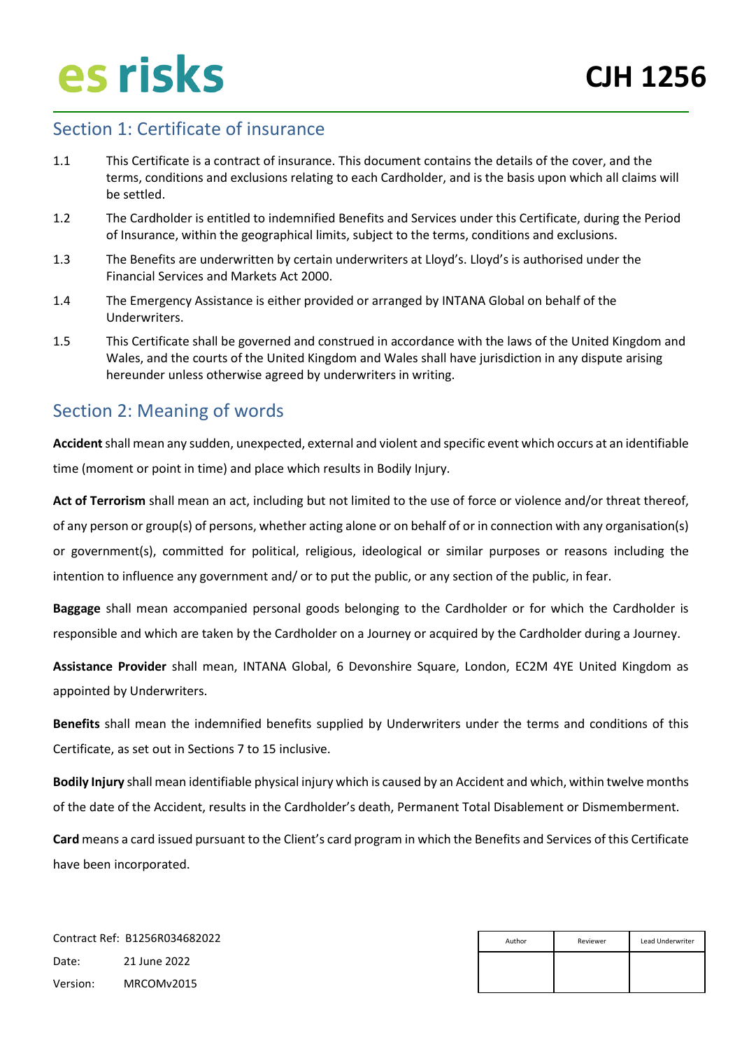## Section 1: Certificate of insurance

1.1 This Certificate is a contract of insurance. This document contains the details of the cover, and the terms, conditions and exclusions relating to each Cardholder, and is the basis upon which all claims will be settled.

1.2 The Cardholder is entitled to indemnified Benefits and Services under this Certificate, during the Period of Insurance, within the geographical limits, subject to the terms, conditions and exclusions.

1.3 The Benefits are underwritten by certain underwriters at Lloyd's. Lloyd's is authorised under the Financial Services and Markets Act 2000.

1.4 The Emergency Assistance is either provided or arranged by INTANA Global on behalf of the Underwriters.

1.5 This Certificate shall be governed and construed in accordance with the laws of the United Kingdom and Wales, and the courts of the United Kingdom and Wales shall have jurisdiction in any dispute arising hereunder unless otherwise agreed by underwriters in writing.

## Section 2: Meaning of words

**Accident** shall mean any sudden, unexpected, external and violent and specific event which occurs at an identifiable time (moment or point in time) and place which results in Bodily Injury.

**Act of Terrorism** shall mean an act, including but not limited to the use of force or violence and/or threat thereof, of any person or group(s) of persons, whether acting alone or on behalf of or in connection with any organisation(s) or government(s), committed for political, religious, ideological or similar purposes or reasons including the intention to influence any government and/ or to put the public, or any section of the public, in fear.

**Baggage** shall mean accompanied personal goods belonging to the Cardholder or for which the Cardholder is responsible and which are taken by the Cardholder on a Journey or acquired by the Cardholder during a Journey.

**Assistance Provider** shall mean, INTANA Global, 6 Devonshire Square, London, EC2M 4YE United Kingdom as appointed by Underwriters.

**Benefits** shall mean the indemnified benefits supplied by Underwriters under the terms and conditions of this Certificate, as set out in Sections 7 to 15 inclusive.

**Bodily Injury** shall mean identifiable physical injury which is caused by an Accident and which, within twelve months of the date of the Accident, results in the Cardholder's death, Permanent Total Disablement or Dismemberment.

**Card** means a card issued pursuant to the Client's card program in which the Benefits and Services of this Certificate have been incorporated.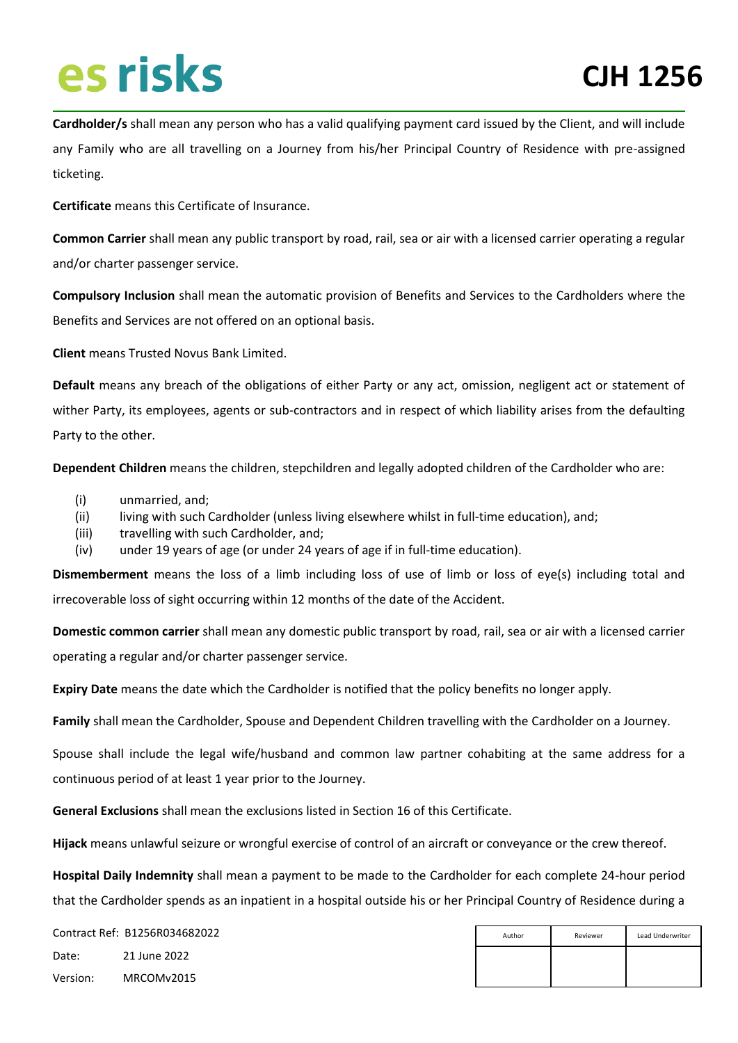**Cardholder/s** shall mean any person who has a valid qualifying payment card issued by the Client, and will include any Family who are all travelling on a Journey from his/her Principal Country of Residence with pre-assigned ticketing.

**Certificate** means this Certificate of Insurance.

**Common Carrier** shall mean any public transport by road, rail, sea or air with a licensed carrier operating a regular and/or charter passenger service.

**Compulsory Inclusion** shall mean the automatic provision of Benefits and Services to the Cardholders where the Benefits and Services are not offered on an optional basis.

**Client** means Trusted Novus Bank Limited.

**Default** means any breach of the obligations of either Party or any act, omission, negligent act or statement of wither Party, its employees, agents or sub-contractors and in respect of which liability arises from the defaulting Party to the other.

**Dependent Children** means the children, stepchildren and legally adopted children of the Cardholder who are:

(i) unmarried, and;
(ii) living with such Cardholder (unless living elsewhere whilst in full-time education), and;
(iii) travelling with such Cardholder, and;
(iv) under 19 years of age (or under 24 years of age if in full-time education).

**Dismemberment** means the loss of a limb including loss of use of limb or loss of eye(s) including total and irrecoverable loss of sight occurring within 12 months of the date of the Accident.

**Domestic common carrier** shall mean any domestic public transport by road, rail, sea or air with a licensed carrier operating a regular and/or charter passenger service.

**Expiry Date** means the date which the Cardholder is notified that the policy benefits no longer apply.

**Family** shall mean the Cardholder, Spouse and Dependent Children travelling with the Cardholder on a Journey.

Spouse shall include the legal wife/husband and common law partner cohabiting at the same address for a continuous period of at least 1 year prior to the Journey.

**General Exclusions** shall mean the exclusions listed in Section 16 of this Certificate.

**Hijack** means unlawful seizure or wrongful exercise of control of an aircraft or conveyance or the crew thereof.

**Hospital Daily Indemnity** shall mean a payment to be made to the Cardholder for each complete 24-hour period that the Cardholder spends as an inpatient in a hospital outside his or her Principal Country of Residence during a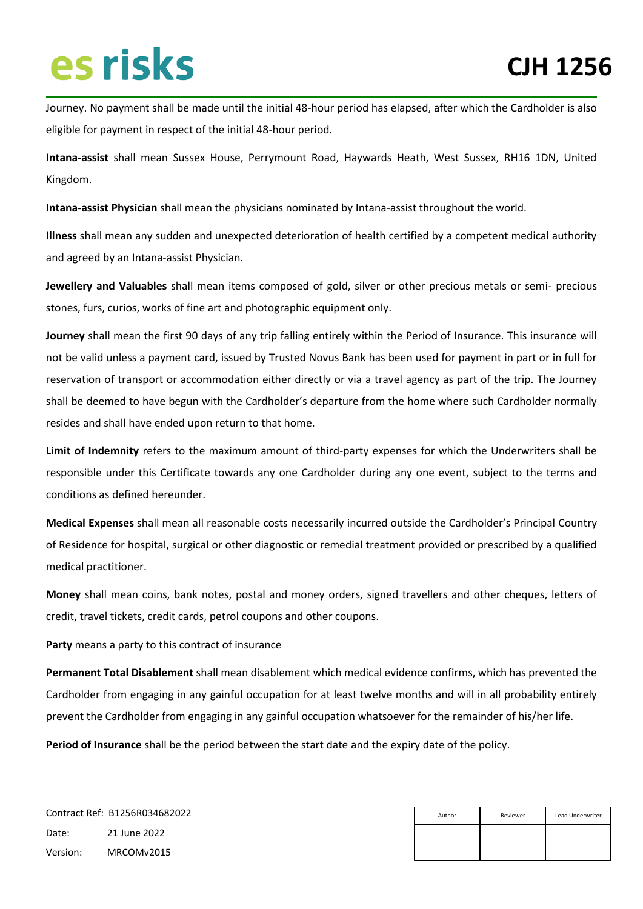Journey. No payment shall be made until the initial 48-hour period has elapsed, after which the Cardholder is also eligible for payment in respect of the initial 48-hour period.

**Intana-assist** shall mean Sussex House, Perrymount Road, Haywards Heath, West Sussex, RH16 1DN, United Kingdom.

**Intana-assist Physician** shall mean the physicians nominated by Intana-assist throughout the world.

**Illness** shall mean any sudden and unexpected deterioration of health certified by a competent medical authority and agreed by an Intana-assist Physician.

**Jewellery and Valuables** shall mean items composed of gold, silver or other precious metals or semi- precious stones, furs, curios, works of fine art and photographic equipment only.

**Journey** shall mean the first 90 days of any trip falling entirely within the Period of Insurance. This insurance will not be valid unless a payment card, issued by Trusted Novus Bank has been used for payment in part or in full for reservation of transport or accommodation either directly or via a travel agency as part of the trip. The Journey shall be deemed to have begun with the Cardholder's departure from the home where such Cardholder normally resides and shall have ended upon return to that home.

**Limit of Indemnity** refers to the maximum amount of third-party expenses for which the Underwriters shall be responsible under this Certificate towards any one Cardholder during any one event, subject to the terms and conditions as defined hereunder.

**Medical Expenses** shall mean all reasonable costs necessarily incurred outside the Cardholder's Principal Country of Residence for hospital, surgical or other diagnostic or remedial treatment provided or prescribed by a qualified medical practitioner.

**Money** shall mean coins, bank notes, postal and money orders, signed travellers and other cheques, letters of credit, travel tickets, credit cards, petrol coupons and other coupons.

**Party** means a party to this contract of insurance

**Permanent Total Disablement** shall mean disablement which medical evidence confirms, which has prevented the Cardholder from engaging in any gainful occupation for at least twelve months and will in all probability entirely prevent the Cardholder from engaging in any gainful occupation whatsoever for the remainder of his/her life.

**Period of Insurance** shall be the period between the start date and the expiry date of the policy.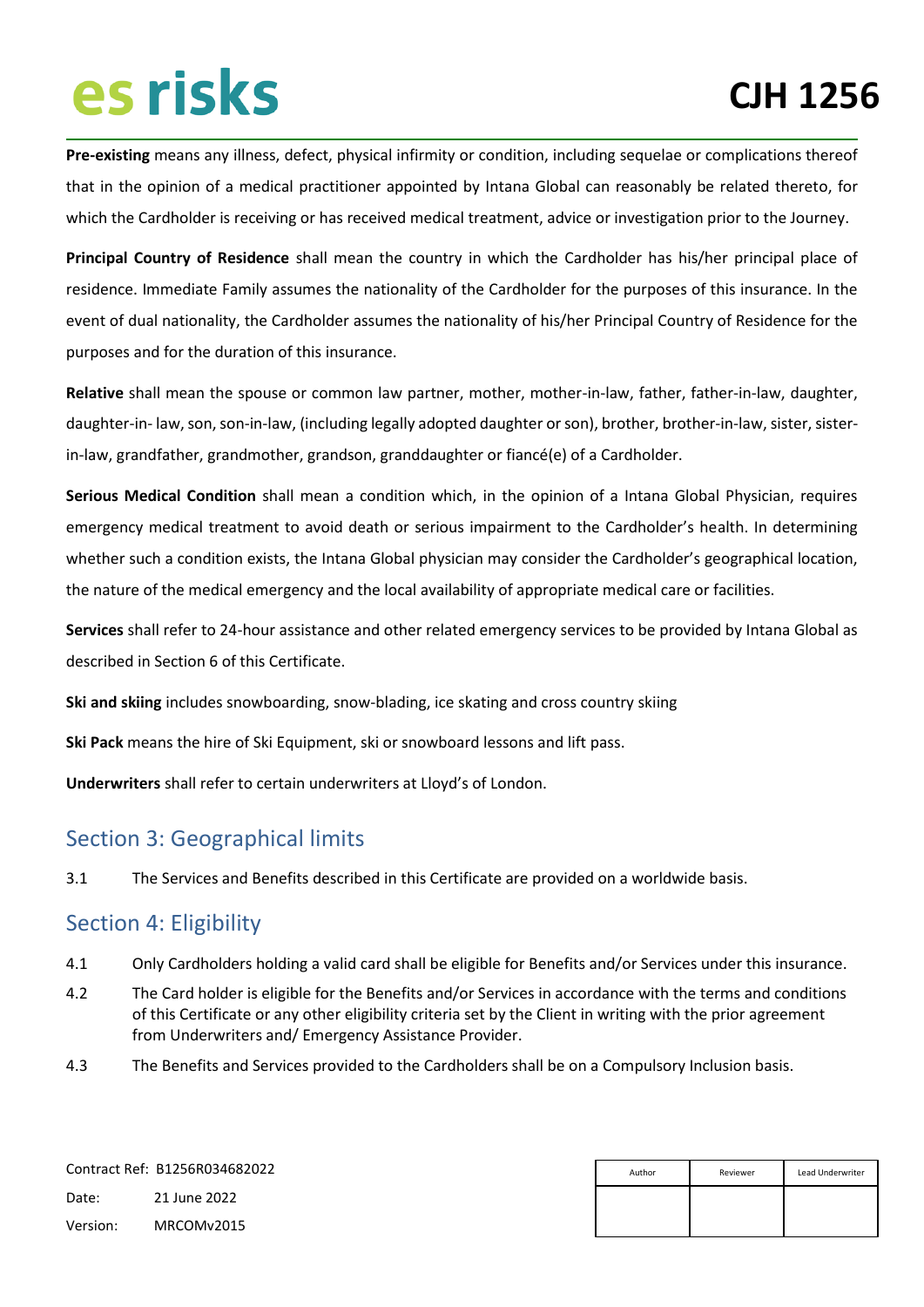**Pre-existing** means any illness, defect, physical infirmity or condition, including sequelae or complications thereof that in the opinion of a medical practitioner appointed by Intana Global can reasonably be related thereto, for which the Cardholder is receiving or has received medical treatment, advice or investigation prior to the Journey.

**Principal Country of Residence** shall mean the country in which the Cardholder has his/her principal place of residence. Immediate Family assumes the nationality of the Cardholder for the purposes of this insurance. In the event of dual nationality, the Cardholder assumes the nationality of his/her Principal Country of Residence for the purposes and for the duration of this insurance.

**Relative** shall mean the spouse or common law partner, mother, mother-in-law, father, father-in-law, daughter, daughter-in- law, son, son-in-law, (including legally adopted daughter or son), brother, brother-in-law, sister, sister-in-law, grandfather, grandmother, grandson, granddaughter or fiancé(e) of a Cardholder.

**Serious Medical Condition** shall mean a condition which, in the opinion of a Intana Global Physician, requires emergency medical treatment to avoid death or serious impairment to the Cardholder's health. In determining whether such a condition exists, the Intana Global physician may consider the Cardholder's geographical location, the nature of the medical emergency and the local availability of appropriate medical care or facilities.

**Services** shall refer to 24-hour assistance and other related emergency services to be provided by Intana Global as described in Section 6 of this Certificate.

**Ski and skiing** includes snowboarding, snow-blading, ice skating and cross country skiing

**Ski Pack** means the hire of Ski Equipment, ski or snowboard lessons and lift pass.

**Underwriters** shall refer to certain underwriters at Lloyd's of London.

## Section 3: Geographical limits

3.1 The Services and Benefits described in this Certificate are provided on a worldwide basis.

## Section 4: Eligibility

4.1 Only Cardholders holding a valid card shall be eligible for Benefits and/or Services under this insurance.

4.2 The Card holder is eligible for the Benefits and/or Services in accordance with the terms and conditions of this Certificate or any other eligibility criteria set by the Client in writing with the prior agreement from Underwriters and/ Emergency Assistance Provider.

4.3 The Benefits and Services provided to the Cardholders shall be on a Compulsory Inclusion basis.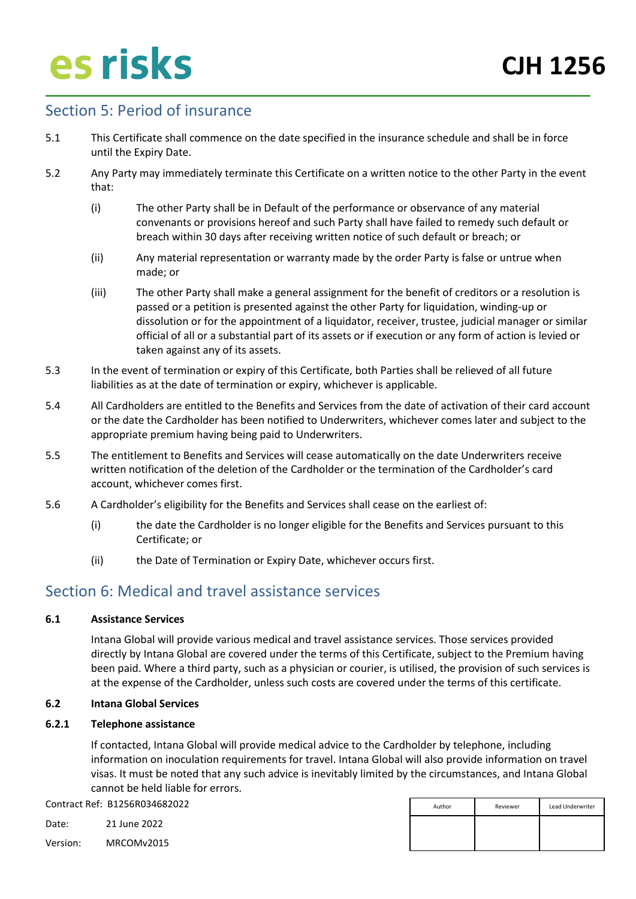## Section 5: Period of insurance

5.1 This Certificate shall commence on the date specified in the insurance schedule and shall be in force until the Expiry Date.

5.2 Any Party may immediately terminate this Certificate on a written notice to the other Party in the event that:

(i) The other Party shall be in Default of the performance or observance of any material convenants or provisions hereof and such Party shall have failed to remedy such default or breach within 30 days after receiving written notice of such default or breach; or

(ii) Any material representation or warranty made by the order Party is false or untrue when made; or

(iii) The other Party shall make a general assignment for the benefit of creditors or a resolution is passed or a petition is presented against the other Party for liquidation, winding-up or dissolution or for the appointment of a liquidator, receiver, trustee, judicial manager or similar official of all or a substantial part of its assets or if execution or any form of action is levied or taken against any of its assets.

5.3 In the event of termination or expiry of this Certificate, both Parties shall be relieved of all future liabilities as at the date of termination or expiry, whichever is applicable.

5.4 All Cardholders are entitled to the Benefits and Services from the date of activation of their card account or the date the Cardholder has been notified to Underwriters, whichever comes later and subject to the appropriate premium having being paid to Underwriters.

5.5 The entitlement to Benefits and Services will cease automatically on the date Underwriters receive written notification of the deletion of the Cardholder or the termination of the Cardholder's card account, whichever comes first.

5.6 A Cardholder's eligibility for the Benefits and Services shall cease on the earliest of:

(i) the date the Cardholder is no longer eligible for the Benefits and Services pursuant to this Certificate; or

(ii) the Date of Termination or Expiry Date, whichever occurs first.

## Section 6: Medical and travel assistance services

**6.1 Assistance Services**

Intana Global will provide various medical and travel assistance services. Those services provided directly by Intana Global are covered under the terms of this Certificate, subject to the Premium having been paid. Where a third party, such as a physician or courier, is utilised, the provision of such services is at the expense of the Cardholder, unless such costs are covered under the terms of this certificate.

**6.2 Intana Global Services**

**6.2.1 Telephone assistance**

If contacted, Intana Global will provide medical advice to the Cardholder by telephone, including information on inoculation requirements for travel. Intana Global will also provide information on travel visas. It must be noted that any such advice is inevitably limited by the circumstances, and Intana Global cannot be held liable for errors.

Contract Ref: B1256R034682022

Date: 21 June 2022

Version: MRCOMv2015

| Author | Reviewer | Lead Underwriter |
|---|---|---|
| | | |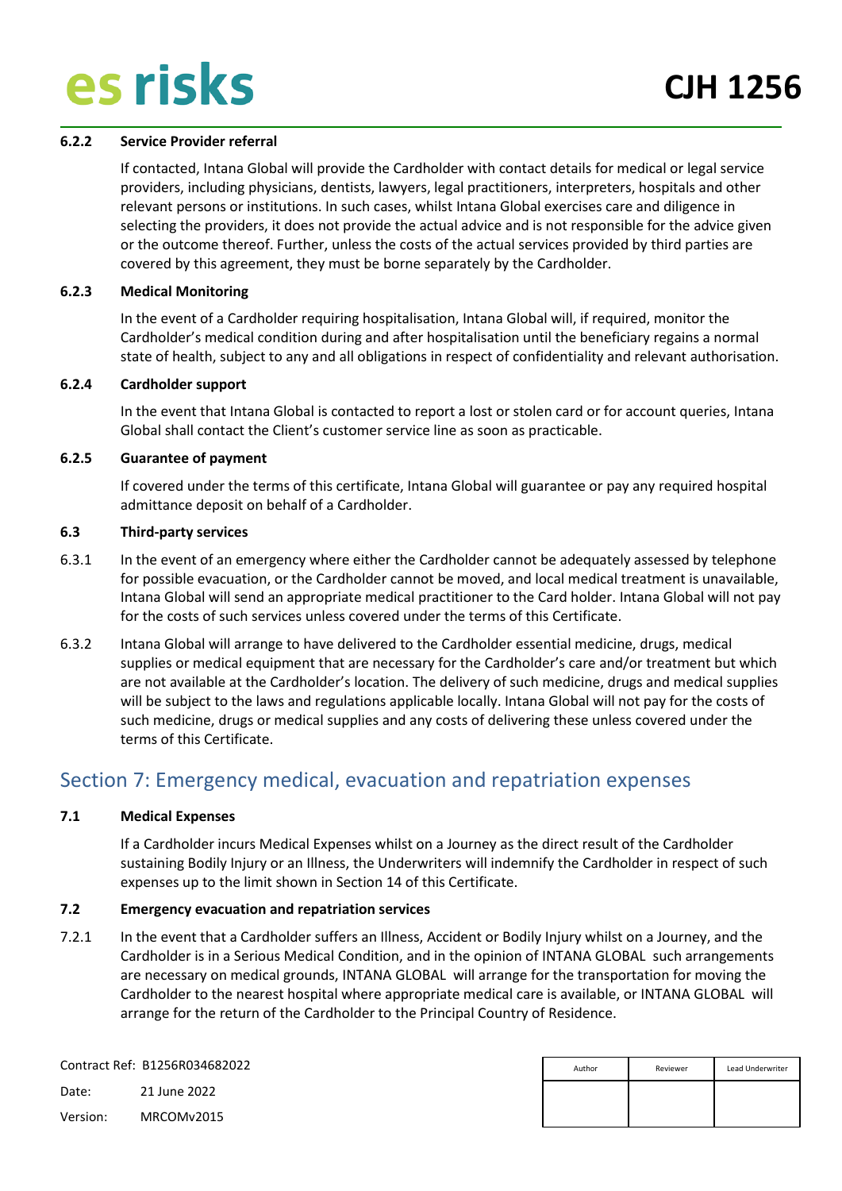#### 6.2.2 Service Provider referral

If contacted, Intana Global will provide the Cardholder with contact details for medical or legal service providers, including physicians, dentists, lawyers, legal practitioners, interpreters, hospitals and other relevant persons or institutions. In such cases, whilst Intana Global exercises care and diligence in selecting the providers, it does not provide the actual advice and is not responsible for the advice given or the outcome thereof. Further, unless the costs of the actual services provided by third parties are covered by this agreement, they must be borne separately by the Cardholder.

#### 6.2.3 Medical Monitoring

In the event of a Cardholder requiring hospitalisation, Intana Global will, if required, monitor the Cardholder's medical condition during and after hospitalisation until the beneficiary regains a normal state of health, subject to any and all obligations in respect of confidentiality and relevant authorisation.

#### 6.2.4 Cardholder support

In the event that Intana Global is contacted to report a lost or stolen card or for account queries, Intana Global shall contact the Client's customer service line as soon as practicable.

#### 6.2.5 Guarantee of payment

If covered under the terms of this certificate, Intana Global will guarantee or pay any required hospital admittance deposit on behalf of a Cardholder.

#### 6.3 Third-party services

6.3.1 In the event of an emergency where either the Cardholder cannot be adequately assessed by telephone for possible evacuation, or the Cardholder cannot be moved, and local medical treatment is unavailable, Intana Global will send an appropriate medical practitioner to the Card holder. Intana Global will not pay for the costs of such services unless covered under the terms of this Certificate.

6.3.2 Intana Global will arrange to have delivered to the Cardholder essential medicine, drugs, medical supplies or medical equipment that are necessary for the Cardholder's care and/or treatment but which are not available at the Cardholder's location. The delivery of such medicine, drugs and medical supplies will be subject to the laws and regulations applicable locally. Intana Global will not pay for the costs of such medicine, drugs or medical supplies and any costs of delivering these unless covered under the terms of this Certificate.

## Section 7: Emergency medical, evacuation and repatriation expenses

#### 7.1 Medical Expenses

If a Cardholder incurs Medical Expenses whilst on a Journey as the direct result of the Cardholder sustaining Bodily Injury or an Illness, the Underwriters will indemnify the Cardholder in respect of such expenses up to the limit shown in Section 14 of this Certificate.

#### 7.2 Emergency evacuation and repatriation services

7.2.1 In the event that a Cardholder suffers an Illness, Accident or Bodily Injury whilst on a Journey, and the Cardholder is in a Serious Medical Condition, and in the opinion of INTANA GLOBAL such arrangements are necessary on medical grounds, INTANA GLOBAL will arrange for the transportation for moving the Cardholder to the nearest hospital where appropriate medical care is available, or INTANA GLOBAL will arrange for the return of the Cardholder to the Principal Country of Residence.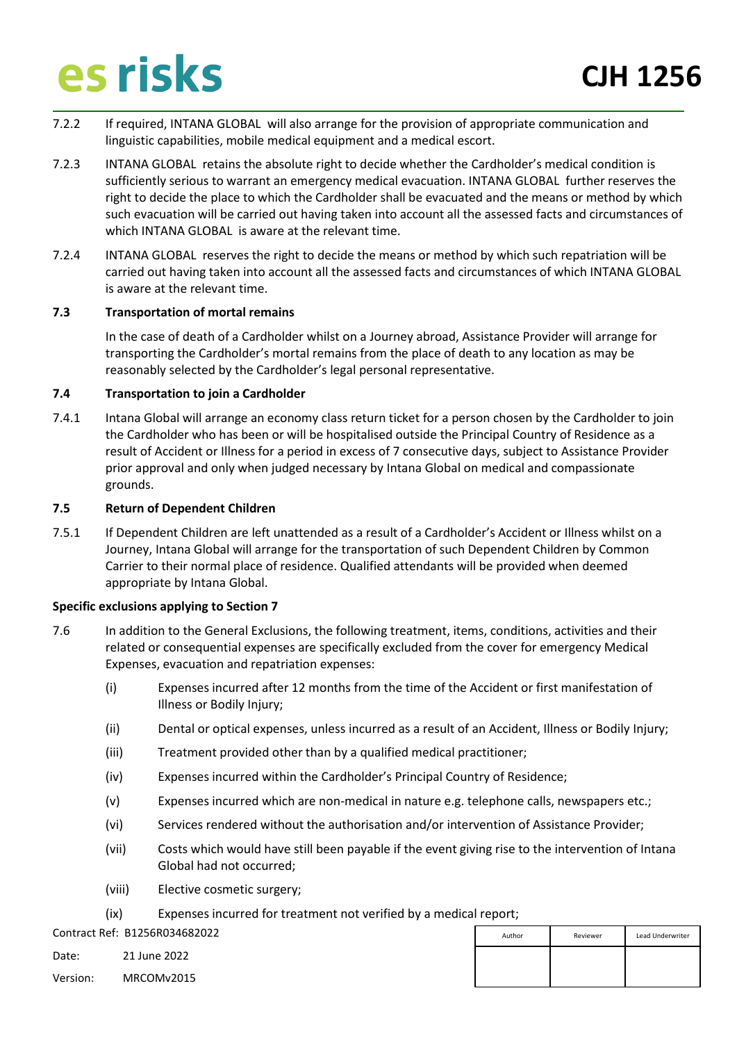7.2.2 If required, INTANA GLOBAL will also arrange for the provision of appropriate communication and linguistic capabilities, mobile medical equipment and a medical escort.

7.2.3 INTANA GLOBAL retains the absolute right to decide whether the Cardholder's medical condition is sufficiently serious to warrant an emergency medical evacuation. INTANA GLOBAL further reserves the right to decide the place to which the Cardholder shall be evacuated and the means or method by which such evacuation will be carried out having taken into account all the assessed facts and circumstances of which INTANA GLOBAL is aware at the relevant time.

7.2.4 INTANA GLOBAL reserves the right to decide the means or method by which such repatriation will be carried out having taken into account all the assessed facts and circumstances of which INTANA GLOBAL is aware at the relevant time.

**7.3 Transportation of mortal remains**

In the case of death of a Cardholder whilst on a Journey abroad, Assistance Provider will arrange for transporting the Cardholder's mortal remains from the place of death to any location as may be reasonably selected by the Cardholder's legal personal representative.

**7.4 Transportation to join a Cardholder**

7.4.1 Intana Global will arrange an economy class return ticket for a person chosen by the Cardholder to join the Cardholder who has been or will be hospitalised outside the Principal Country of Residence as a result of Accident or Illness for a period in excess of 7 consecutive days, subject to Assistance Provider prior approval and only when judged necessary by Intana Global on medical and compassionate grounds.

**7.5 Return of Dependent Children**

7.5.1 If Dependent Children are left unattended as a result of a Cardholder's Accident or Illness whilst on a Journey, Intana Global will arrange for the transportation of such Dependent Children by Common Carrier to their normal place of residence. Qualified attendants will be provided when deemed appropriate by Intana Global.

**Specific exclusions applying to Section 7**

7.6 In addition to the General Exclusions, the following treatment, items, conditions, activities and their related or consequential expenses are specifically excluded from the cover for emergency Medical Expenses, evacuation and repatriation expenses:

(i) Expenses incurred after 12 months from the time of the Accident or first manifestation of Illness or Bodily Injury;

(ii) Dental or optical expenses, unless incurred as a result of an Accident, Illness or Bodily Injury;

(iii) Treatment provided other than by a qualified medical practitioner;

(iv) Expenses incurred within the Cardholder's Principal Country of Residence;

(v) Expenses incurred which are non-medical in nature e.g. telephone calls, newspapers etc.;

(vi) Services rendered without the authorisation and/or intervention of Assistance Provider;

(vii) Costs which would have still been payable if the event giving rise to the intervention of Intana Global had not occurred;

(viii) Elective cosmetic surgery;

(ix) Expenses incurred for treatment not verified by a medical report;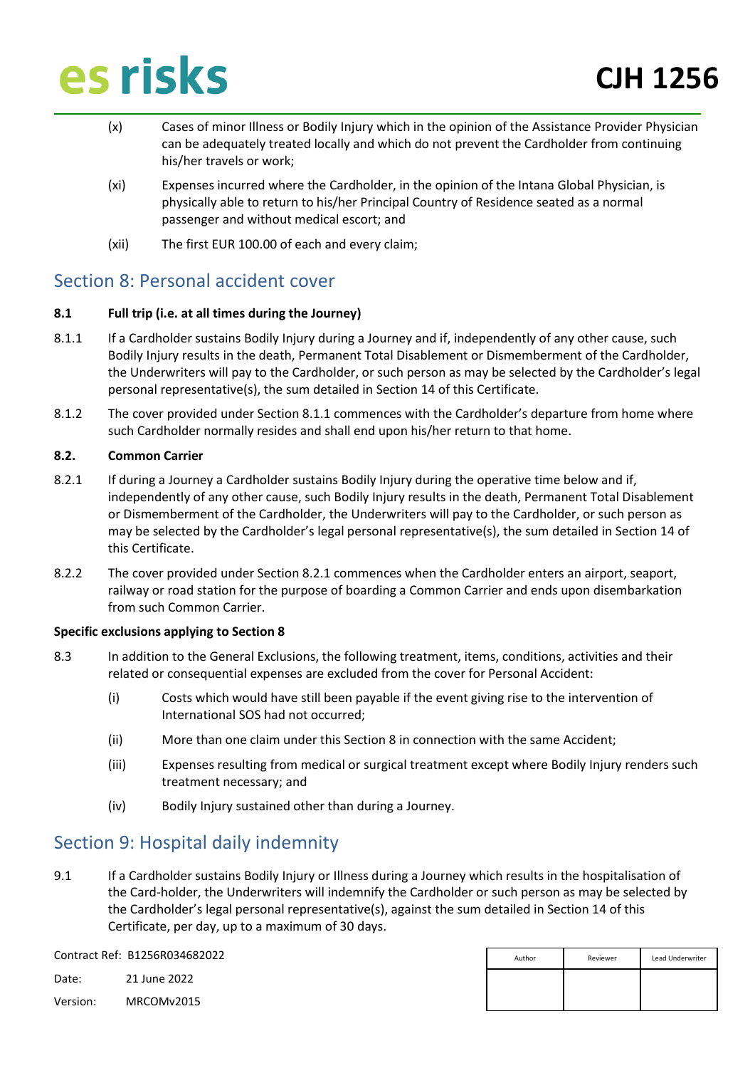(x) Cases of minor Illness or Bodily Injury which in the opinion of the Assistance Provider Physician can be adequately treated locally and which do not prevent the Cardholder from continuing his/her travels or work;

(xi) Expenses incurred where the Cardholder, in the opinion of the Intana Global Physician, is physically able to return to his/her Principal Country of Residence seated as a normal passenger and without medical escort; and

(xii) The first EUR 100.00 of each and every claim;

## Section 8: Personal accident cover

**8.1 Full trip (i.e. at all times during the Journey)**

8.1.1 If a Cardholder sustains Bodily Injury during a Journey and if, independently of any other cause, such Bodily Injury results in the death, Permanent Total Disablement or Dismemberment of the Cardholder, the Underwriters will pay to the Cardholder, or such person as may be selected by the Cardholder's legal personal representative(s), the sum detailed in Section 14 of this Certificate.

8.1.2 The cover provided under Section 8.1.1 commences with the Cardholder's departure from home where such Cardholder normally resides and shall end upon his/her return to that home.

**8.2. Common Carrier**

8.2.1 If during a Journey a Cardholder sustains Bodily Injury during the operative time below and if, independently of any other cause, such Bodily Injury results in the death, Permanent Total Disablement or Dismemberment of the Cardholder, the Underwriters will pay to the Cardholder, or such person as may be selected by the Cardholder's legal personal representative(s), the sum detailed in Section 14 of this Certificate.

8.2.2 The cover provided under Section 8.2.1 commences when the Cardholder enters an airport, seaport, railway or road station for the purpose of boarding a Common Carrier and ends upon disembarkation from such Common Carrier.

**Specific exclusions applying to Section 8**

8.3 In addition to the General Exclusions, the following treatment, items, conditions, activities and their related or consequential expenses are excluded from the cover for Personal Accident:

(i) Costs which would have still been payable if the event giving rise to the intervention of International SOS had not occurred;

(ii) More than one claim under this Section 8 in connection with the same Accident;

(iii) Expenses resulting from medical or surgical treatment except where Bodily Injury renders such treatment necessary; and

(iv) Bodily Injury sustained other than during a Journey.

## Section 9: Hospital daily indemnity

9.1 If a Cardholder sustains Bodily Injury or Illness during a Journey which results in the hospitalisation of the Card-holder, the Underwriters will indemnify the Cardholder or such person as may be selected by the Cardholder's legal personal representative(s), against the sum detailed in Section 14 of this Certificate, per day, up to a maximum of 30 days.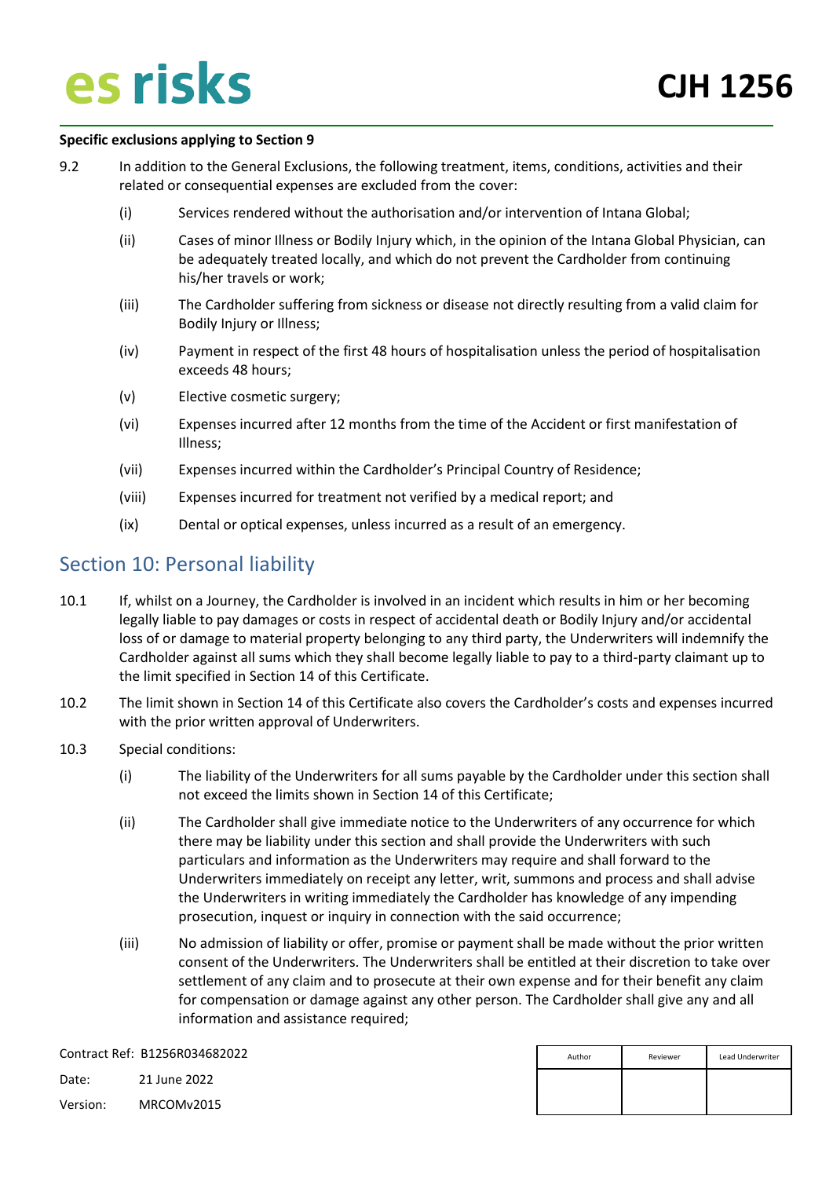**Specific exclusions applying to Section 9**

9.2 In addition to the General Exclusions, the following treatment, items, conditions, activities and their related or consequential expenses are excluded from the cover:

(i) Services rendered without the authorisation and/or intervention of Intana Global;

(ii) Cases of minor Illness or Bodily Injury which, in the opinion of the Intana Global Physician, can be adequately treated locally, and which do not prevent the Cardholder from continuing his/her travels or work;

(iii) The Cardholder suffering from sickness or disease not directly resulting from a valid claim for Bodily Injury or Illness;

(iv) Payment in respect of the first 48 hours of hospitalisation unless the period of hospitalisation exceeds 48 hours;

(v) Elective cosmetic surgery;

(vi) Expenses incurred after 12 months from the time of the Accident or first manifestation of Illness;

(vii) Expenses incurred within the Cardholder's Principal Country of Residence;

(viii) Expenses incurred for treatment not verified by a medical report; and

(ix) Dental or optical expenses, unless incurred as a result of an emergency.

## Section 10: Personal liability

10.1 If, whilst on a Journey, the Cardholder is involved in an incident which results in him or her becoming legally liable to pay damages or costs in respect of accidental death or Bodily Injury and/or accidental loss of or damage to material property belonging to any third party, the Underwriters will indemnify the Cardholder against all sums which they shall become legally liable to pay to a third-party claimant up to the limit specified in Section 14 of this Certificate.

10.2 The limit shown in Section 14 of this Certificate also covers the Cardholder's costs and expenses incurred with the prior written approval of Underwriters.

10.3 Special conditions:

(i) The liability of the Underwriters for all sums payable by the Cardholder under this section shall not exceed the limits shown in Section 14 of this Certificate;

(ii) The Cardholder shall give immediate notice to the Underwriters of any occurrence for which there may be liability under this section and shall provide the Underwriters with such particulars and information as the Underwriters may require and shall forward to the Underwriters immediately on receipt any letter, writ, summons and process and shall advise the Underwriters in writing immediately the Cardholder has knowledge of any impending prosecution, inquest or inquiry in connection with the said occurrence;

(iii) No admission of liability or offer, promise or payment shall be made without the prior written consent of the Underwriters. The Underwriters shall be entitled at their discretion to take over settlement of any claim and to prosecute at their own expense and for their benefit any claim for compensation or damage against any other person. The Cardholder shall give any and all information and assistance required;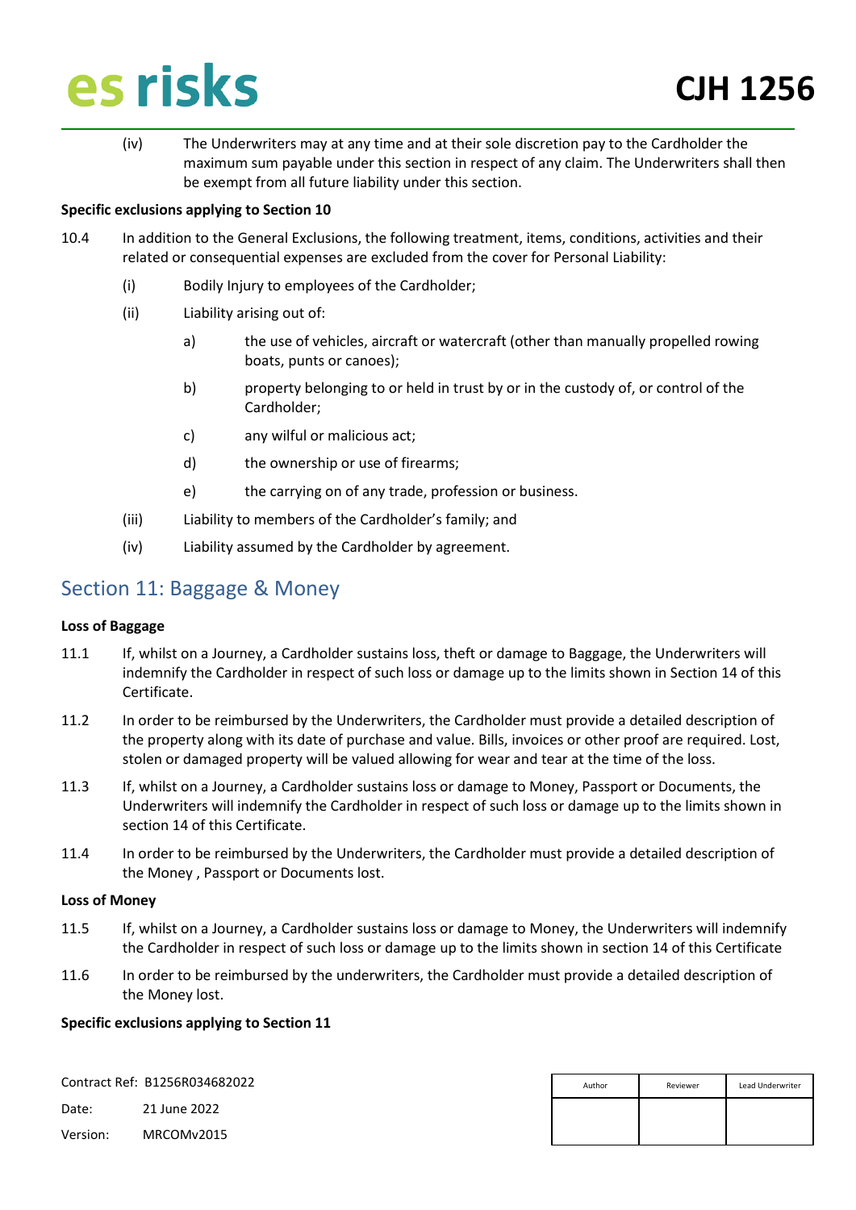(iv) The Underwriters may at any time and at their sole discretion pay to the Cardholder the maximum sum payable under this section in respect of any claim. The Underwriters shall then be exempt from all future liability under this section.

**Specific exclusions applying to Section 10**

10.4 In addition to the General Exclusions, the following treatment, items, conditions, activities and their related or consequential expenses are excluded from the cover for Personal Liability:

(i) Bodily Injury to employees of the Cardholder;

(ii) Liability arising out of:

a) the use of vehicles, aircraft or watercraft (other than manually propelled rowing boats, punts or canoes);

b) property belonging to or held in trust by or in the custody of, or control of the Cardholder;

c) any wilful or malicious act;

d) the ownership or use of firearms;

e) the carrying on of any trade, profession or business.

(iii) Liability to members of the Cardholder's family; and

(iv) Liability assumed by the Cardholder by agreement.

## Section 11: Baggage & Money

**Loss of Baggage**

11.1 If, whilst on a Journey, a Cardholder sustains loss, theft or damage to Baggage, the Underwriters will indemnify the Cardholder in respect of such loss or damage up to the limits shown in Section 14 of this Certificate.

11.2 In order to be reimbursed by the Underwriters, the Cardholder must provide a detailed description of the property along with its date of purchase and value. Bills, invoices or other proof are required. Lost, stolen or damaged property will be valued allowing for wear and tear at the time of the loss.

11.3 If, whilst on a Journey, a Cardholder sustains loss or damage to Money, Passport or Documents, the Underwriters will indemnify the Cardholder in respect of such loss or damage up to the limits shown in section 14 of this Certificate.

11.4 In order to be reimbursed by the Underwriters, the Cardholder must provide a detailed description of the Money , Passport or Documents lost.

**Loss of Money**

11.5 If, whilst on a Journey, a Cardholder sustains loss or damage to Money, the Underwriters will indemnify the Cardholder in respect of such loss or damage up to the limits shown in section 14 of this Certificate

11.6 In order to be reimbursed by the underwriters, the Cardholder must provide a detailed description of the Money lost.

**Specific exclusions applying to Section 11**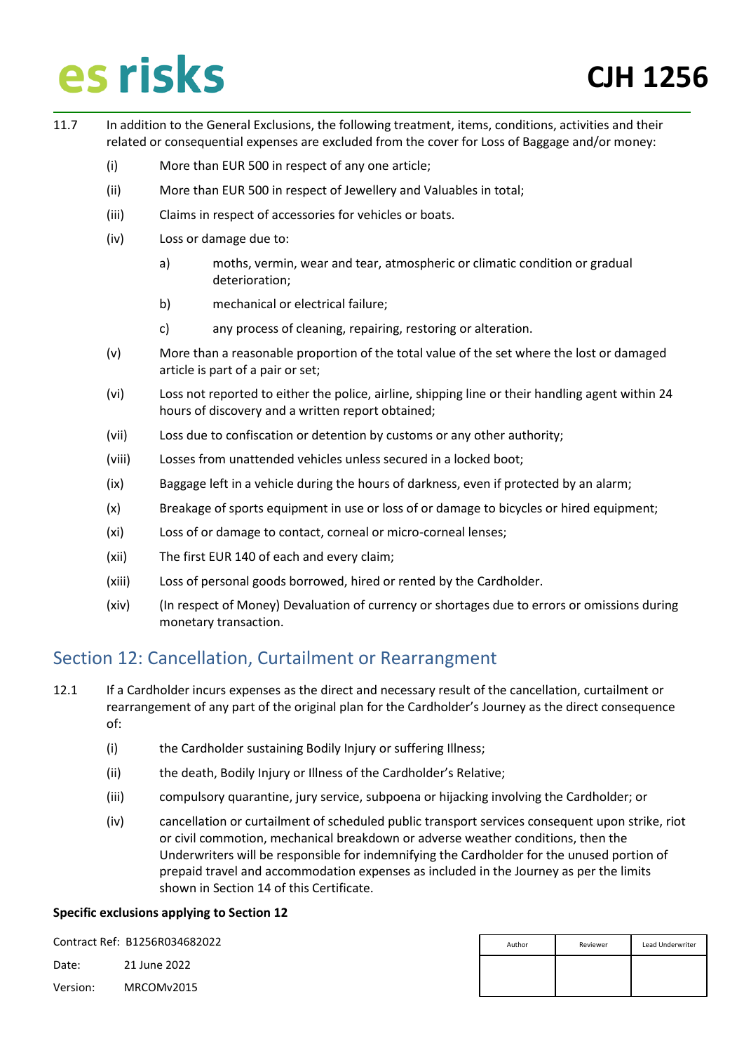11.7 In addition to the General Exclusions, the following treatment, items, conditions, activities and their related or consequential expenses are excluded from the cover for Loss of Baggage and/or money:

(i) More than EUR 500 in respect of any one article;

(ii) More than EUR 500 in respect of Jewellery and Valuables in total;

(iii) Claims in respect of accessories for vehicles or boats.

(iv) Loss or damage due to:

a) moths, vermin, wear and tear, atmospheric or climatic condition or gradual deterioration;

b) mechanical or electrical failure;

c) any process of cleaning, repairing, restoring or alteration.

(v) More than a reasonable proportion of the total value of the set where the lost or damaged article is part of a pair or set;

(vi) Loss not reported to either the police, airline, shipping line or their handling agent within 24 hours of discovery and a written report obtained;

(vii) Loss due to confiscation or detention by customs or any other authority;

(viii) Losses from unattended vehicles unless secured in a locked boot;

(ix) Baggage left in a vehicle during the hours of darkness, even if protected by an alarm;

(x) Breakage of sports equipment in use or loss of or damage to bicycles or hired equipment;

(xi) Loss of or damage to contact, corneal or micro-corneal lenses;

(xii) The first EUR 140 of each and every claim;

(xiii) Loss of personal goods borrowed, hired or rented by the Cardholder.

(xiv) (In respect of Money) Devaluation of currency or shortages due to errors or omissions during monetary transaction.

## Section 12: Cancellation, Curtailment or Rearrangment

12.1 If a Cardholder incurs expenses as the direct and necessary result of the cancellation, curtailment or rearrangement of any part of the original plan for the Cardholder's Journey as the direct consequence of:

(i) the Cardholder sustaining Bodily Injury or suffering Illness;

(ii) the death, Bodily Injury or Illness of the Cardholder's Relative;

(iii) compulsory quarantine, jury service, subpoena or hijacking involving the Cardholder; or

(iv) cancellation or curtailment of scheduled public transport services consequent upon strike, riot or civil commotion, mechanical breakdown or adverse weather conditions, then the Underwriters will be responsible for indemnifying the Cardholder for the unused portion of prepaid travel and accommodation expenses as included in the Journey as per the limits shown in Section 14 of this Certificate.

**Specific exclusions applying to Section 12**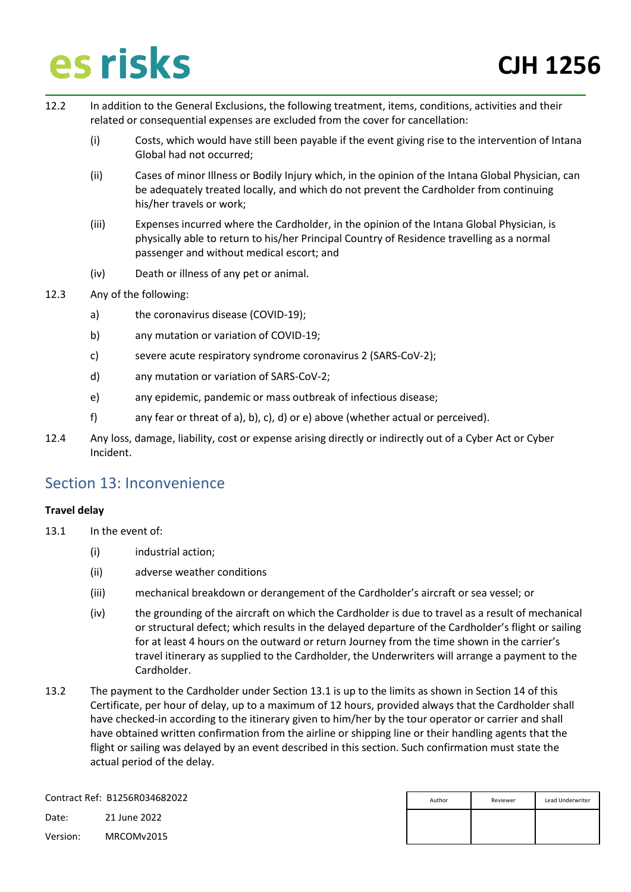12.2 In addition to the General Exclusions, the following treatment, items, conditions, activities and their related or consequential expenses are excluded from the cover for cancellation:

(i) Costs, which would have still been payable if the event giving rise to the intervention of Intana Global had not occurred;

(ii) Cases of minor Illness or Bodily Injury which, in the opinion of the Intana Global Physician, can be adequately treated locally, and which do not prevent the Cardholder from continuing his/her travels or work;

(iii) Expenses incurred where the Cardholder, in the opinion of the Intana Global Physician, is physically able to return to his/her Principal Country of Residence travelling as a normal passenger and without medical escort; and

(iv) Death or illness of any pet or animal.

12.3 Any of the following:

a) the coronavirus disease (COVID-19);

b) any mutation or variation of COVID-19;

c) severe acute respiratory syndrome coronavirus 2 (SARS-CoV-2);

d) any mutation or variation of SARS-CoV-2;

e) any epidemic, pandemic or mass outbreak of infectious disease;

f) any fear or threat of a), b), c), d) or e) above (whether actual or perceived).

12.4 Any loss, damage, liability, cost or expense arising directly or indirectly out of a Cyber Act or Cyber Incident.

## Section 13: Inconvenience

**Travel delay**

13.1 In the event of:

(i) industrial action;

(ii) adverse weather conditions

(iii) mechanical breakdown or derangement of the Cardholder's aircraft or sea vessel; or

(iv) the grounding of the aircraft on which the Cardholder is due to travel as a result of mechanical or structural defect; which results in the delayed departure of the Cardholder's flight or sailing for at least 4 hours on the outward or return Journey from the time shown in the carrier's travel itinerary as supplied to the Cardholder, the Underwriters will arrange a payment to the Cardholder.

13.2 The payment to the Cardholder under Section 13.1 is up to the limits as shown in Section 14 of this Certificate, per hour of delay, up to a maximum of 12 hours, provided always that the Cardholder shall have checked-in according to the itinerary given to him/her by the tour operator or carrier and shall have obtained written confirmation from the airline or shipping line or their handling agents that the flight or sailing was delayed by an event described in this section. Such confirmation must state the actual period of the delay.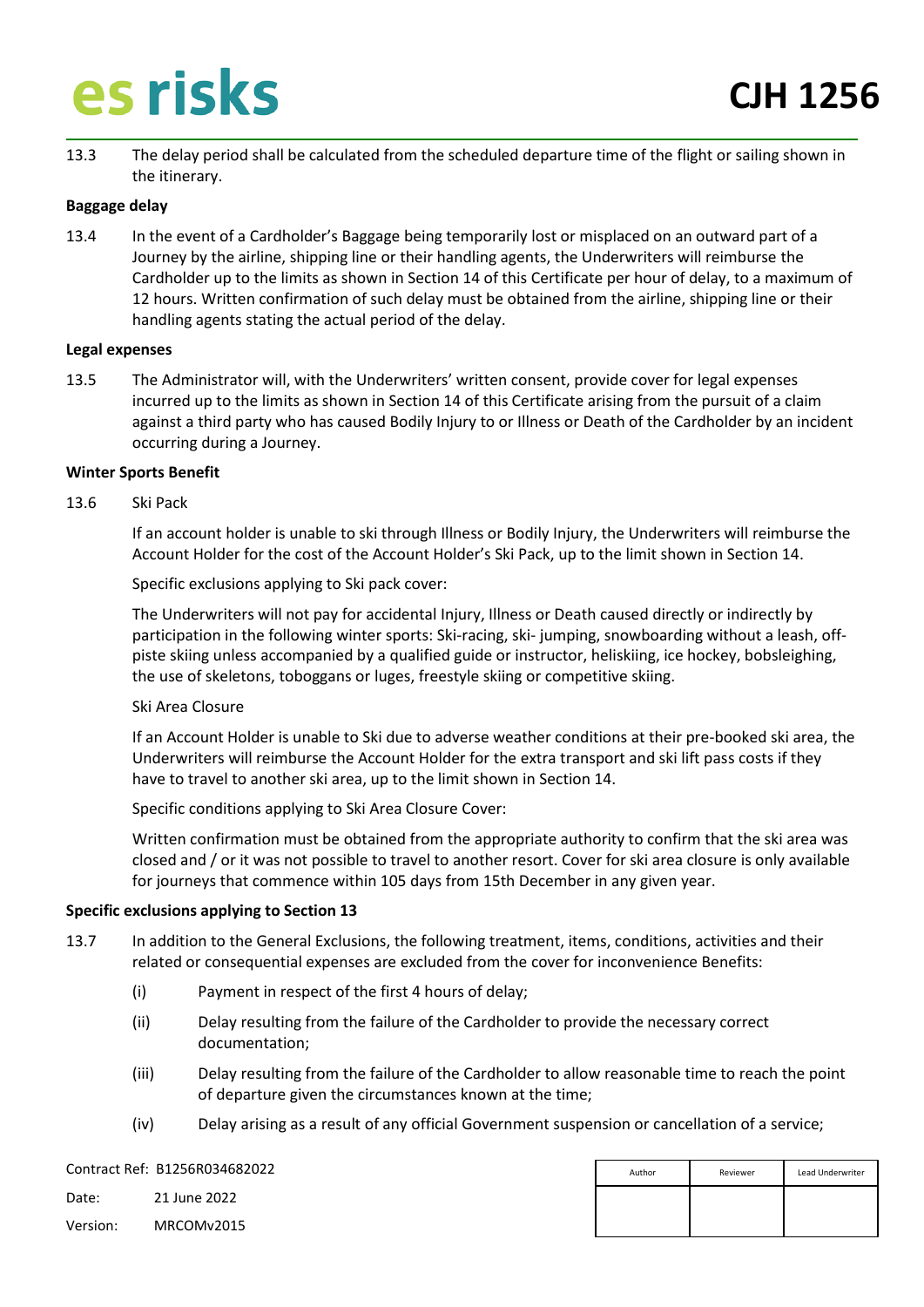13.3 The delay period shall be calculated from the scheduled departure time of the flight or sailing shown in the itinerary.

**Baggage delay**

13.4 In the event of a Cardholder's Baggage being temporarily lost or misplaced on an outward part of a Journey by the airline, shipping line or their handling agents, the Underwriters will reimburse the Cardholder up to the limits as shown in Section 14 of this Certificate per hour of delay, to a maximum of 12 hours. Written confirmation of such delay must be obtained from the airline, shipping line or their handling agents stating the actual period of the delay.

**Legal expenses**

13.5 The Administrator will, with the Underwriters' written consent, provide cover for legal expenses incurred up to the limits as shown in Section 14 of this Certificate arising from the pursuit of a claim against a third party who has caused Bodily Injury to or Illness or Death of the Cardholder by an incident occurring during a Journey.

**Winter Sports Benefit**

13.6 Ski Pack

If an account holder is unable to ski through Illness or Bodily Injury, the Underwriters will reimburse the Account Holder for the cost of the Account Holder's Ski Pack, up to the limit shown in Section 14.

Specific exclusions applying to Ski pack cover:

The Underwriters will not pay for accidental Injury, Illness or Death caused directly or indirectly by participation in the following winter sports: Ski-racing, ski- jumping, snowboarding without a leash, off-piste skiing unless accompanied by a qualified guide or instructor, heliskiing, ice hockey, bobsleighing, the use of skeletons, toboggans or luges, freestyle skiing or competitive skiing.

Ski Area Closure

If an Account Holder is unable to Ski due to adverse weather conditions at their pre-booked ski area, the Underwriters will reimburse the Account Holder for the extra transport and ski lift pass costs if they have to travel to another ski area, up to the limit shown in Section 14.

Specific conditions applying to Ski Area Closure Cover:

Written confirmation must be obtained from the appropriate authority to confirm that the ski area was closed and / or it was not possible to travel to another resort. Cover for ski area closure is only available for journeys that commence within 105 days from 15th December in any given year.

**Specific exclusions applying to Section 13**

13.7 In addition to the General Exclusions, the following treatment, items, conditions, activities and their related or consequential expenses are excluded from the cover for inconvenience Benefits:

(i) Payment in respect of the first 4 hours of delay;

(ii) Delay resulting from the failure of the Cardholder to provide the necessary correct documentation;

(iii) Delay resulting from the failure of the Cardholder to allow reasonable time to reach the point of departure given the circumstances known at the time;

(iv) Delay arising as a result of any official Government suspension or cancellation of a service;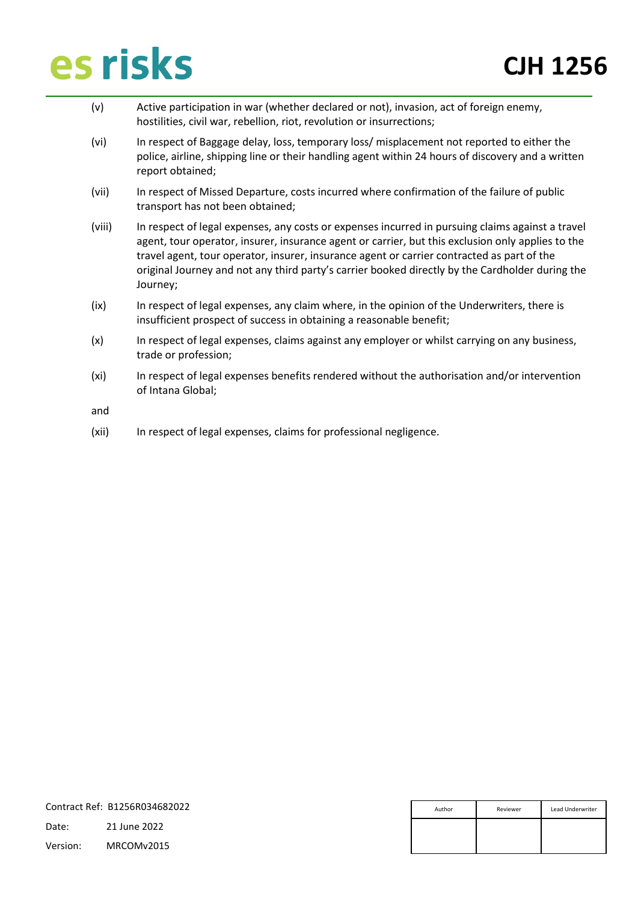(v) Active participation in war (whether declared or not), invasion, act of foreign enemy, hostilities, civil war, rebellion, riot, revolution or insurrections;

(vi) In respect of Baggage delay, loss, temporary loss/ misplacement not reported to either the police, airline, shipping line or their handling agent within 24 hours of discovery and a written report obtained;

(vii) In respect of Missed Departure, costs incurred where confirmation of the failure of public transport has not been obtained;

(viii) In respect of legal expenses, any costs or expenses incurred in pursuing claims against a travel agent, tour operator, insurer, insurance agent or carrier, but this exclusion only applies to the travel agent, tour operator, insurer, insurance agent or carrier contracted as part of the original Journey and not any third party's carrier booked directly by the Cardholder during the Journey;

(ix) In respect of legal expenses, any claim where, in the opinion of the Underwriters, there is insufficient prospect of success in obtaining a reasonable benefit;

(x) In respect of legal expenses, claims against any employer or whilst carrying on any business, trade or profession;

(xi) In respect of legal expenses benefits rendered without the authorisation and/or intervention of Intana Global;

and

(xii) In respect of legal expenses, claims for professional negligence.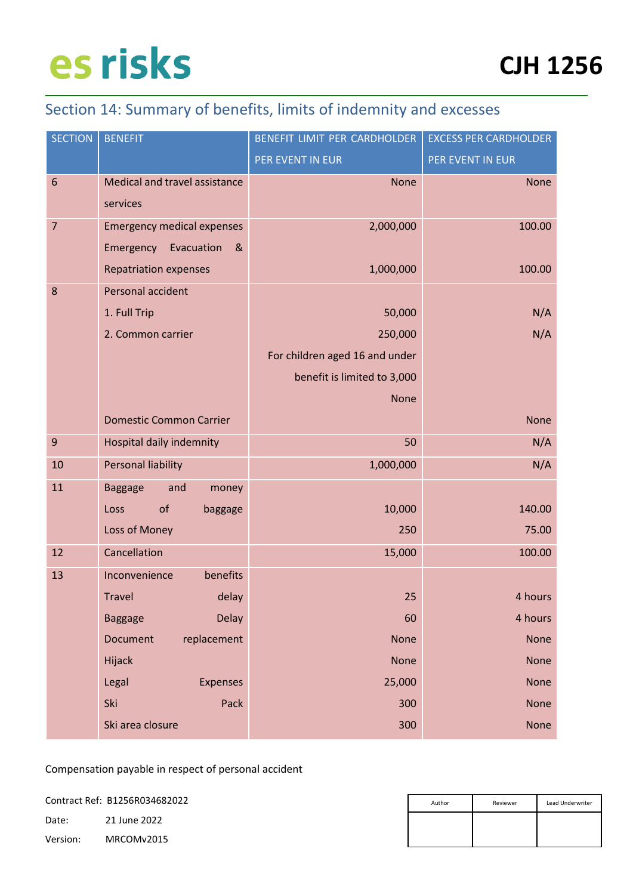## Section 14: Summary of benefits, limits of indemnity and excesses

| SECTION | BENEFIT | BENEFIT LIMIT PER CARDHOLDER PER EVENT IN EUR | EXCESS PER CARDHOLDER PER EVENT IN EUR |
|---|---|---|---|
| 6 | Medical and travel assistance services | None | None |
| 7 | Emergency medical expenses | 2,000,000 | 100.00 |
| | Emergency Evacuation & Repatriation expenses | 1,000,000 | 100.00 |
| 8 | Personal accident | | |
| | 1. Full Trip | 50,000 | N/A |
| | 2. Common carrier | 250,000 | N/A |
| | | For children aged 16 and under benefit is limited to 3,000 | |
| | | None | |
| | Domestic Common Carrier | | None |
| 9 | Hospital daily indemnity | 50 | N/A |
| 10 | Personal liability | 1,000,000 | N/A |
| 11 | Baggage and money | | |
| | Loss of baggage | 10,000 | 140.00 |
| | Loss of Money | 250 | 75.00 |
| 12 | Cancellation | 15,000 | 100.00 |
| 13 | Inconvenience benefits | | |
| | Travel delay | 25 | 4 hours |
| | Baggage Delay | 60 | 4 hours |
| | Document replacement | None | None |
| | Hijack | None | None |
| | Legal Expenses | 25,000 | None |
| | Ski Pack | 300 | None |
| | Ski area closure | 300 | None |

Compensation payable in respect of personal accident

Contract Ref: B1256R034682022
Date: 21 June 2022
Version: MRCOMv2015

| Author | Reviewer | Lead Underwriter |
|---|---|---|
| | | |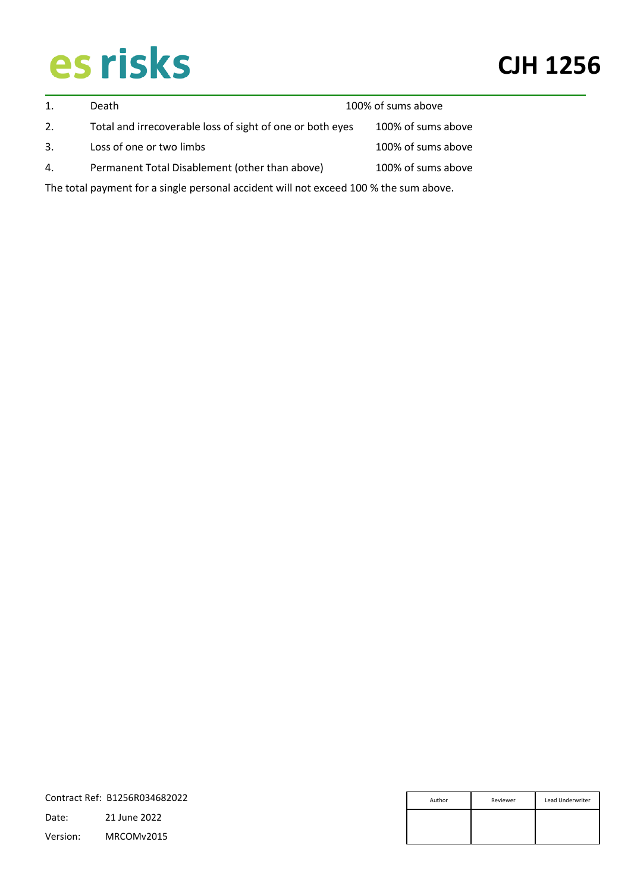| | | |
|---|---|---|
| 1. | Death | 100% of sums above |
| 2. | Total and irrecoverable loss of sight of one or both eyes | 100% of sums above |
| 3. | Loss of one or two limbs | 100% of sums above |
| 4. | Permanent Total Disablement (other than above) | 100% of sums above |

The total payment for a single personal accident will not exceed 100 % the sum above.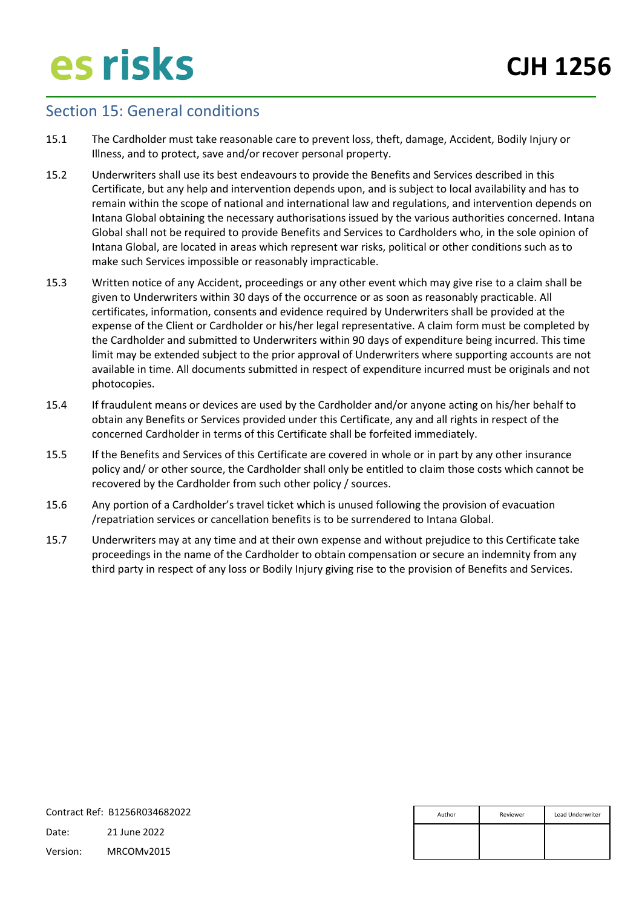## Section 15: General conditions

15.1 The Cardholder must take reasonable care to prevent loss, theft, damage, Accident, Bodily Injury or Illness, and to protect, save and/or recover personal property.

15.2 Underwriters shall use its best endeavours to provide the Benefits and Services described in this Certificate, but any help and intervention depends upon, and is subject to local availability and has to remain within the scope of national and international law and regulations, and intervention depends on Intana Global obtaining the necessary authorisations issued by the various authorities concerned. Intana Global shall not be required to provide Benefits and Services to Cardholders who, in the sole opinion of Intana Global, are located in areas which represent war risks, political or other conditions such as to make such Services impossible or reasonably impracticable.

15.3 Written notice of any Accident, proceedings or any other event which may give rise to a claim shall be given to Underwriters within 30 days of the occurrence or as soon as reasonably practicable. All certificates, information, consents and evidence required by Underwriters shall be provided at the expense of the Client or Cardholder or his/her legal representative. A claim form must be completed by the Cardholder and submitted to Underwriters within 90 days of expenditure being incurred. This time limit may be extended subject to the prior approval of Underwriters where supporting accounts are not available in time. All documents submitted in respect of expenditure incurred must be originals and not photocopies.

15.4 If fraudulent means or devices are used by the Cardholder and/or anyone acting on his/her behalf to obtain any Benefits or Services provided under this Certificate, any and all rights in respect of the concerned Cardholder in terms of this Certificate shall be forfeited immediately.

15.5 If the Benefits and Services of this Certificate are covered in whole or in part by any other insurance policy and/ or other source, the Cardholder shall only be entitled to claim those costs which cannot be recovered by the Cardholder from such other policy / sources.

15.6 Any portion of a Cardholder's travel ticket which is unused following the provision of evacuation /repatriation services or cancellation benefits is to be surrendered to Intana Global.

15.7 Underwriters may at any time and at their own expense and without prejudice to this Certificate take proceedings in the name of the Cardholder to obtain compensation or secure an indemnity from any third party in respect of any loss or Bodily Injury giving rise to the provision of Benefits and Services.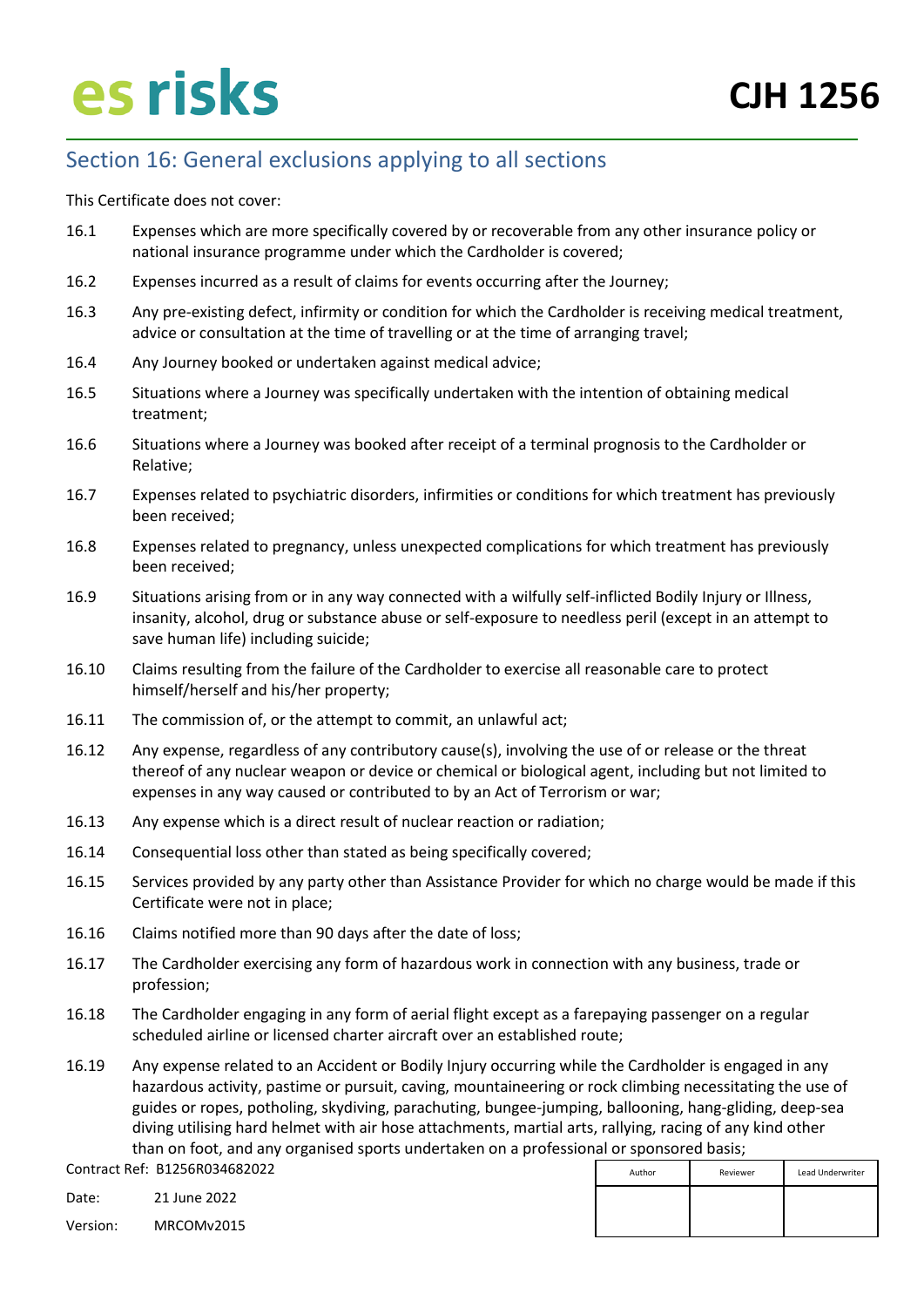## Section 16: General exclusions applying to all sections

This Certificate does not cover:

16.1 Expenses which are more specifically covered by or recoverable from any other insurance policy or national insurance programme under which the Cardholder is covered;

16.2 Expenses incurred as a result of claims for events occurring after the Journey;

16.3 Any pre-existing defect, infirmity or condition for which the Cardholder is receiving medical treatment, advice or consultation at the time of travelling or at the time of arranging travel;

16.4 Any Journey booked or undertaken against medical advice;

16.5 Situations where a Journey was specifically undertaken with the intention of obtaining medical treatment;

16.6 Situations where a Journey was booked after receipt of a terminal prognosis to the Cardholder or Relative;

16.7 Expenses related to psychiatric disorders, infirmities or conditions for which treatment has previously been received;

16.8 Expenses related to pregnancy, unless unexpected complications for which treatment has previously been received;

16.9 Situations arising from or in any way connected with a wilfully self-inflicted Bodily Injury or Illness, insanity, alcohol, drug or substance abuse or self-exposure to needless peril (except in an attempt to save human life) including suicide;

16.10 Claims resulting from the failure of the Cardholder to exercise all reasonable care to protect himself/herself and his/her property;

16.11 The commission of, or the attempt to commit, an unlawful act;

16.12 Any expense, regardless of any contributory cause(s), involving the use of or release or the threat thereof of any nuclear weapon or device or chemical or biological agent, including but not limited to expenses in any way caused or contributed to by an Act of Terrorism or war;

16.13 Any expense which is a direct result of nuclear reaction or radiation;

16.14 Consequential loss other than stated as being specifically covered;

16.15 Services provided by any party other than Assistance Provider for which no charge would be made if this Certificate were not in place;

16.16 Claims notified more than 90 days after the date of loss;

16.17 The Cardholder exercising any form of hazardous work in connection with any business, trade or profession;

16.18 The Cardholder engaging in any form of aerial flight except as a farepaying passenger on a regular scheduled airline or licensed charter aircraft over an established route;

16.19 Any expense related to an Accident or Bodily Injury occurring while the Cardholder is engaged in any hazardous activity, pastime or pursuit, caving, mountaineering or rock climbing necessitating the use of guides or ropes, potholing, skydiving, parachuting, bungee-jumping, ballooning, hang-gliding, deep-sea diving utilising hard helmet with air hose attachments, martial arts, rallying, racing of any kind other than on foot, and any organised sports undertaken on a professional or sponsored basis;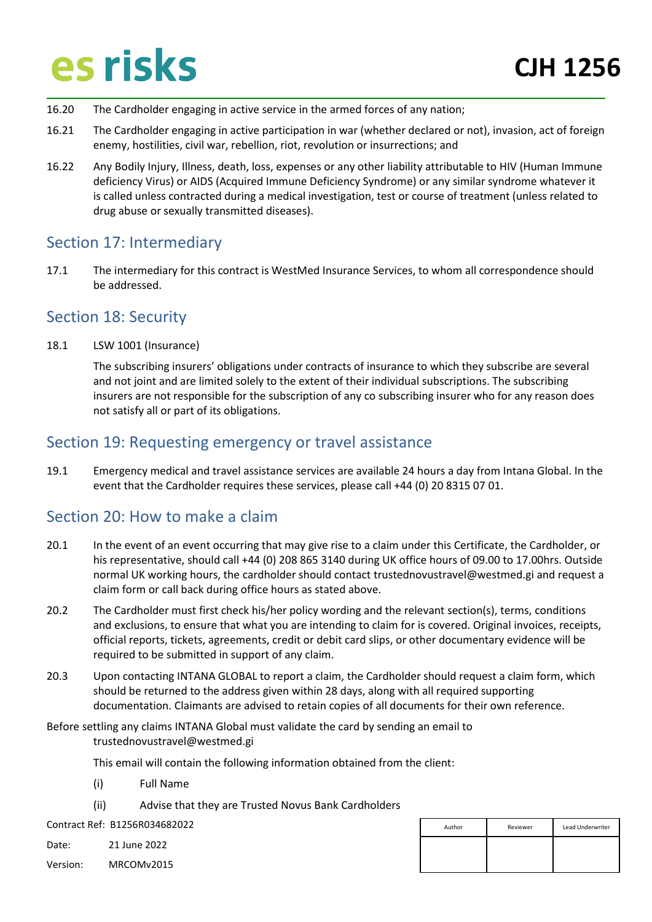16.20 The Cardholder engaging in active service in the armed forces of any nation;

16.21 The Cardholder engaging in active participation in war (whether declared or not), invasion, act of foreign enemy, hostilities, civil war, rebellion, riot, revolution or insurrections; and

16.22 Any Bodily Injury, Illness, death, loss, expenses or any other liability attributable to HIV (Human Immune deficiency Virus) or AIDS (Acquired Immune Deficiency Syndrome) or any similar syndrome whatever it is called unless contracted during a medical investigation, test or course of treatment (unless related to drug abuse or sexually transmitted diseases).

## Section 17: Intermediary

17.1 The intermediary for this contract is WestMed Insurance Services, to whom all correspondence should be addressed.

## Section 18: Security

18.1 LSW 1001 (Insurance)

The subscribing insurers' obligations under contracts of insurance to which they subscribe are several and not joint and are limited solely to the extent of their individual subscriptions. The subscribing insurers are not responsible for the subscription of any co subscribing insurer who for any reason does not satisfy all or part of its obligations.

## Section 19: Requesting emergency or travel assistance

19.1 Emergency medical and travel assistance services are available 24 hours a day from Intana Global. In the event that the Cardholder requires these services, please call +44 (0) 20 8315 07 01.

## Section 20: How to make a claim

20.1 In the event of an event occurring that may give rise to a claim under this Certificate, the Cardholder, or his representative, should call +44 (0) 208 865 3140 during UK office hours of 09.00 to 17.00hrs. Outside normal UK working hours, the cardholder should contact trustednovustravel@westmed.gi and request a claim form or call back during office hours as stated above.

20.2 The Cardholder must first check his/her policy wording and the relevant section(s), terms, conditions and exclusions, to ensure that what you are intending to claim for is covered. Original invoices, receipts, official reports, tickets, agreements, credit or debit card slips, or other documentary evidence will be required to be submitted in support of any claim.

20.3 Upon contacting INTANA GLOBAL to report a claim, the Cardholder should request a claim form, which should be returned to the address given within 28 days, along with all required supporting documentation. Claimants are advised to retain copies of all documents for their own reference.

Before settling any claims INTANA Global must validate the card by sending an email to trustednovustravel@westmed.gi

This email will contain the following information obtained from the client:

(i) Full Name

(ii) Advise that they are Trusted Novus Bank Cardholders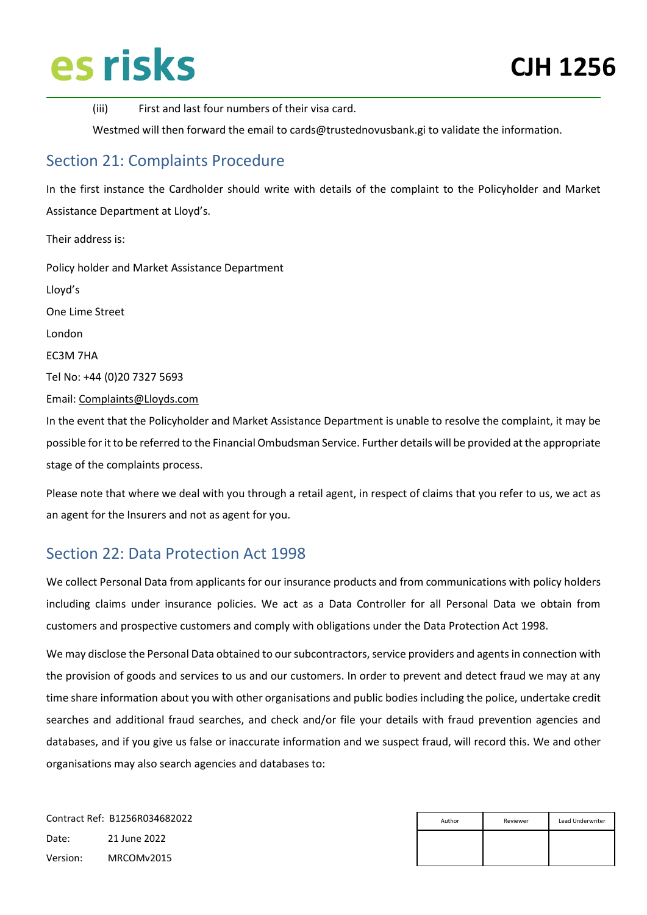(iii) First and last four numbers of their visa card.

Westmed will then forward the email to cards@trustednovusbank.gi to validate the information.

## Section 21: Complaints Procedure

In the first instance the Cardholder should write with details of the complaint to the Policyholder and Market Assistance Department at Lloyd's.

Their address is:

Policy holder and Market Assistance Department

Lloyd's

One Lime Street

London

EC3M 7HA

Tel No: +44 (0)20 7327 5693

Email: Complaints@Lloyds.com

In the event that the Policyholder and Market Assistance Department is unable to resolve the complaint, it may be possible for it to be referred to the Financial Ombudsman Service. Further details will be provided at the appropriate stage of the complaints process.

Please note that where we deal with you through a retail agent, in respect of claims that you refer to us, we act as an agent for the Insurers and not as agent for you.

## Section 22: Data Protection Act 1998

We collect Personal Data from applicants for our insurance products and from communications with policy holders including claims under insurance policies. We act as a Data Controller for all Personal Data we obtain from customers and prospective customers and comply with obligations under the Data Protection Act 1998.

We may disclose the Personal Data obtained to our subcontractors, service providers and agents in connection with the provision of goods and services to us and our customers. In order to prevent and detect fraud we may at any time share information about you with other organisations and public bodies including the police, undertake credit searches and additional fraud searches, and check and/or file your details with fraud prevention agencies and databases, and if you give us false or inaccurate information and we suspect fraud, will record this. We and other organisations may also search agencies and databases to: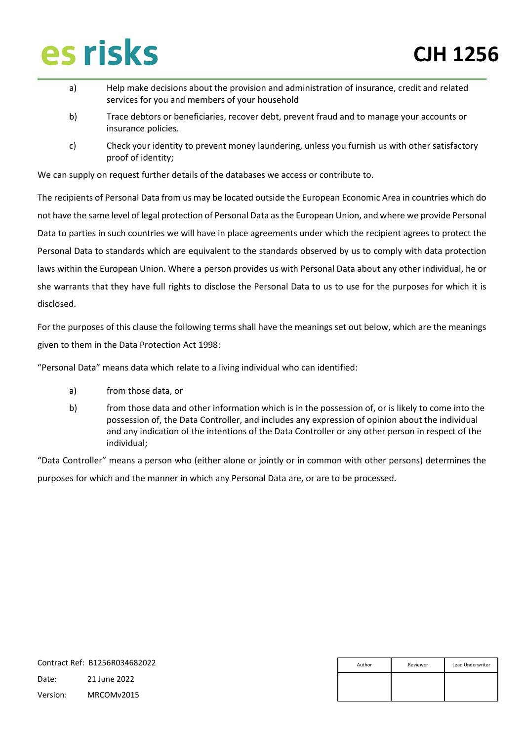a) Help make decisions about the provision and administration of insurance, credit and related services for you and members of your household

b) Trace debtors or beneficiaries, recover debt, prevent fraud and to manage your accounts or insurance policies.

c) Check your identity to prevent money laundering, unless you furnish us with other satisfactory proof of identity;

We can supply on request further details of the databases we access or contribute to.

The recipients of Personal Data from us may be located outside the European Economic Area in countries which do not have the same level of legal protection of Personal Data as the European Union, and where we provide Personal Data to parties in such countries we will have in place agreements under which the recipient agrees to protect the Personal Data to standards which are equivalent to the standards observed by us to comply with data protection laws within the European Union. Where a person provides us with Personal Data about any other individual, he or she warrants that they have full rights to disclose the Personal Data to us to use for the purposes for which it is disclosed.

For the purposes of this clause the following terms shall have the meanings set out below, which are the meanings given to them in the Data Protection Act 1998:

"Personal Data" means data which relate to a living individual who can identified:

a) from those data, or

b) from those data and other information which is in the possession of, or is likely to come into the possession of, the Data Controller, and includes any expression of opinion about the individual and any indication of the intentions of the Data Controller or any other person in respect of the individual;

"Data Controller" means a person who (either alone or jointly or in common with other persons) determines the purposes for which and the manner in which any Personal Data are, or are to be processed.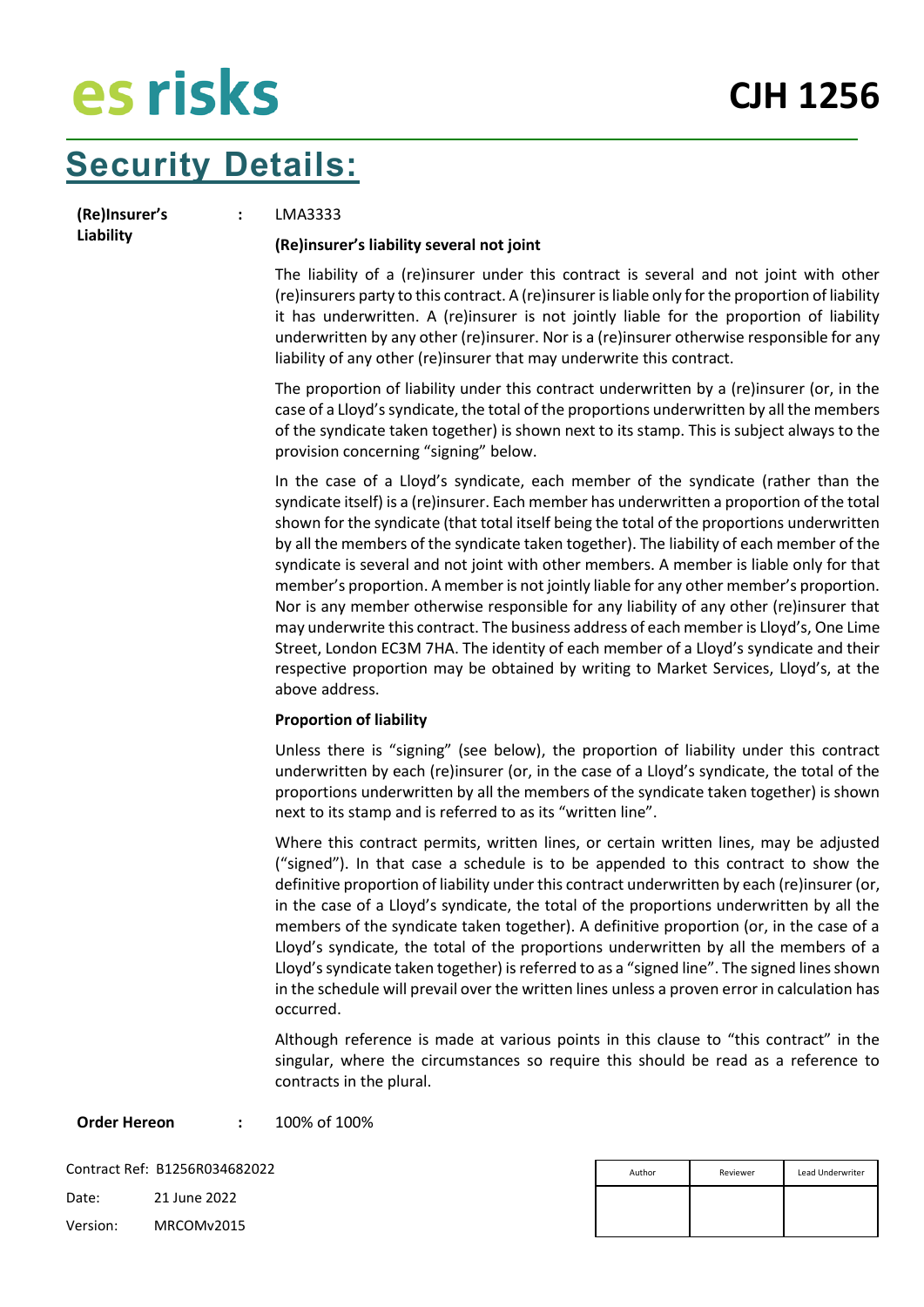# Security Details:

**(Re)Insurer's Liability** : LMA3333

**(Re)insurer's liability several not joint**

The liability of a (re)insurer under this contract is several and not joint with other (re)insurers party to this contract. A (re)insurer is liable only for the proportion of liability it has underwritten. A (re)insurer is not jointly liable for the proportion of liability underwritten by any other (re)insurer. Nor is a (re)insurer otherwise responsible for any liability of any other (re)insurer that may underwrite this contract.

The proportion of liability under this contract underwritten by a (re)insurer (or, in the case of a Lloyd's syndicate, the total of the proportions underwritten by all the members of the syndicate taken together) is shown next to its stamp. This is subject always to the provision concerning "signing" below.

In the case of a Lloyd's syndicate, each member of the syndicate (rather than the syndicate itself) is a (re)insurer. Each member has underwritten a proportion of the total shown for the syndicate (that total itself being the total of the proportions underwritten by all the members of the syndicate taken together). The liability of each member of the syndicate is several and not joint with other members. A member is liable only for that member's proportion. A member is not jointly liable for any other member's proportion. Nor is any member otherwise responsible for any liability of any other (re)insurer that may underwrite this contract. The business address of each member is Lloyd's, One Lime Street, London EC3M 7HA. The identity of each member of a Lloyd's syndicate and their respective proportion may be obtained by writing to Market Services, Lloyd's, at the above address.

**Proportion of liability**

Unless there is "signing" (see below), the proportion of liability under this contract underwritten by each (re)insurer (or, in the case of a Lloyd's syndicate, the total of the proportions underwritten by all the members of the syndicate taken together) is shown next to its stamp and is referred to as its "written line".

Where this contract permits, written lines, or certain written lines, may be adjusted ("signed"). In that case a schedule is to be appended to this contract to show the definitive proportion of liability under this contract underwritten by each (re)insurer (or, in the case of a Lloyd's syndicate, the total of the proportions underwritten by all the members of the syndicate taken together). A definitive proportion (or, in the case of a Lloyd's syndicate, the total of the proportions underwritten by all the members of a Lloyd's syndicate taken together) is referred to as a "signed line". The signed lines shown in the schedule will prevail over the written lines unless a proven error in calculation has occurred.

Although reference is made at various points in this clause to "this contract" in the singular, where the circumstances so require this should be read as a reference to contracts in the plural.

**Order Hereon** : 100% of 100%

Contract Ref: B1256R034682022

Date: 21 June 2022

Version: MRCOMv2015

| Author | Reviewer | Lead Underwriter |
|---|---|---|
| | | |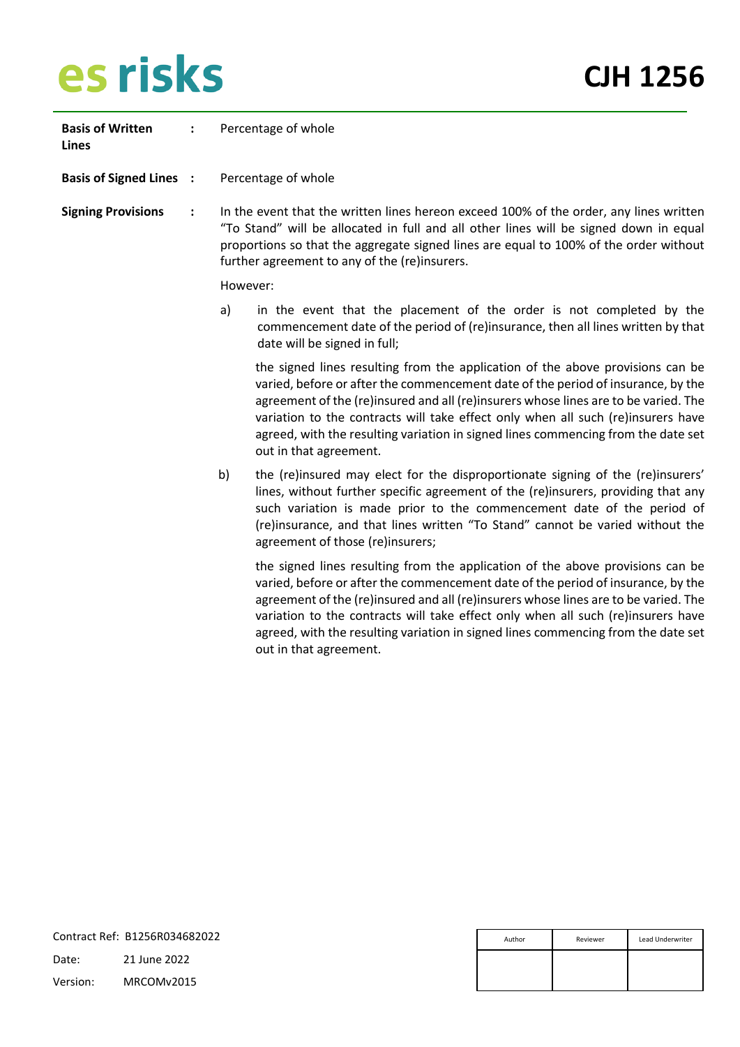**Basis of Written Lines** : Percentage of whole

**Basis of Signed Lines** : Percentage of whole

**Signing Provisions** : In the event that the written lines hereon exceed 100% of the order, any lines written "To Stand" will be allocated in full and all other lines will be signed down in equal proportions so that the aggregate signed lines are equal to 100% of the order without further agreement to any of the (re)insurers.

However:

a) in the event that the placement of the order is not completed by the commencement date of the period of (re)insurance, then all lines written by that date will be signed in full;

the signed lines resulting from the application of the above provisions can be varied, before or after the commencement date of the period of insurance, by the agreement of the (re)insured and all (re)insurers whose lines are to be varied. The variation to the contracts will take effect only when all such (re)insurers have agreed, with the resulting variation in signed lines commencing from the date set out in that agreement.

b) the (re)insured may elect for the disproportionate signing of the (re)insurers' lines, without further specific agreement of the (re)insurers, providing that any such variation is made prior to the commencement date of the period of (re)insurance, and that lines written "To Stand" cannot be varied without the agreement of those (re)insurers;

the signed lines resulting from the application of the above provisions can be varied, before or after the commencement date of the period of insurance, by the agreement of the (re)insured and all (re)insurers whose lines are to be varied. The variation to the contracts will take effect only when all such (re)insurers have agreed, with the resulting variation in signed lines commencing from the date set out in that agreement.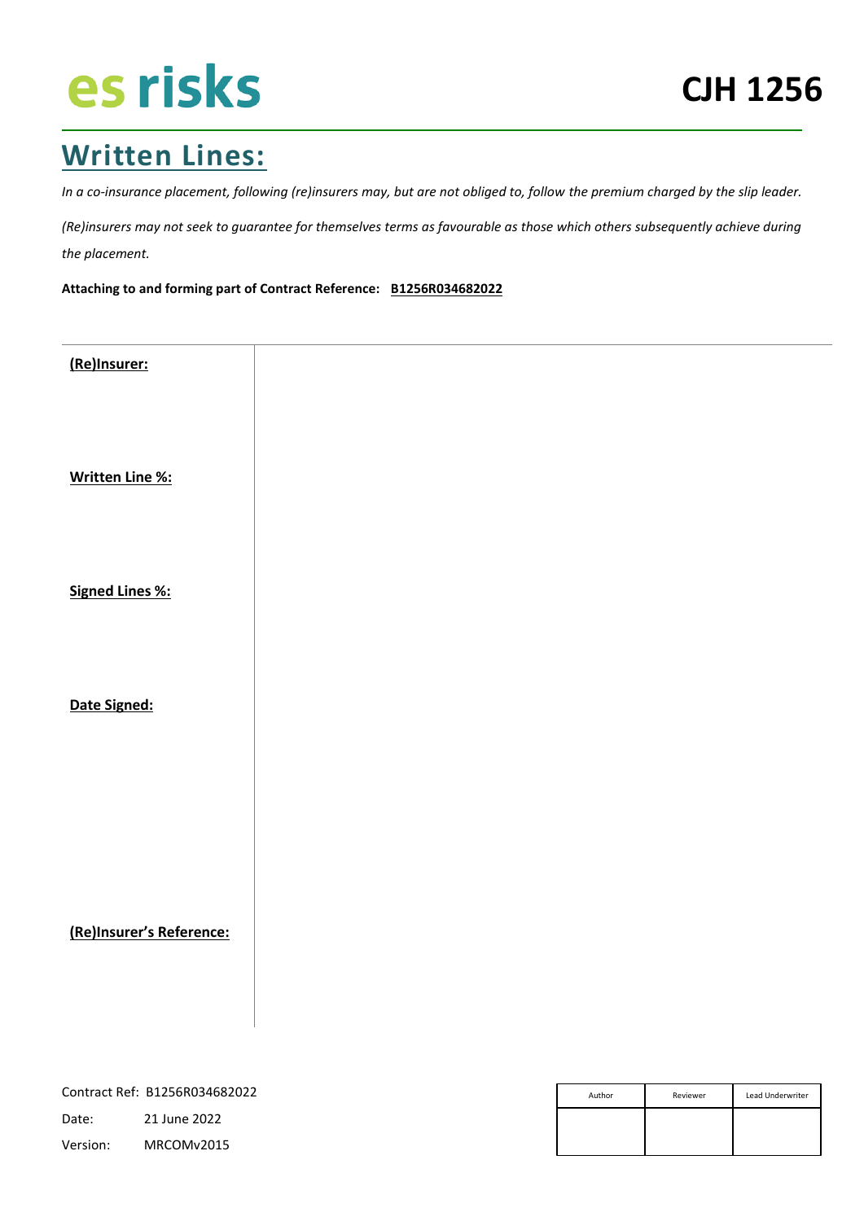es risks **CJH 1256**

## Written Lines:

*In a co-insurance placement, following (re)insurers may, but are not obliged to, follow the premium charged by the slip leader.*

*(Re)insurers may not seek to guarantee for themselves terms as favourable as those which others subsequently achieve during the placement.*

**Attaching to and forming part of Contract Reference: B1256R034682022**

| | |
|---|---|
| **(Re)Insurer:** | |
| **Written Line %:** | |
| **Signed Lines %:** | |
| **Date Signed:** | |
| **(Re)Insurer's Reference:** | |

Contract Ref: B1256R034682022
Date: 21 June 2022
Version: MRCOMv2015

| Author | Reviewer | Lead Underwriter |
|---|---|---|
| | | |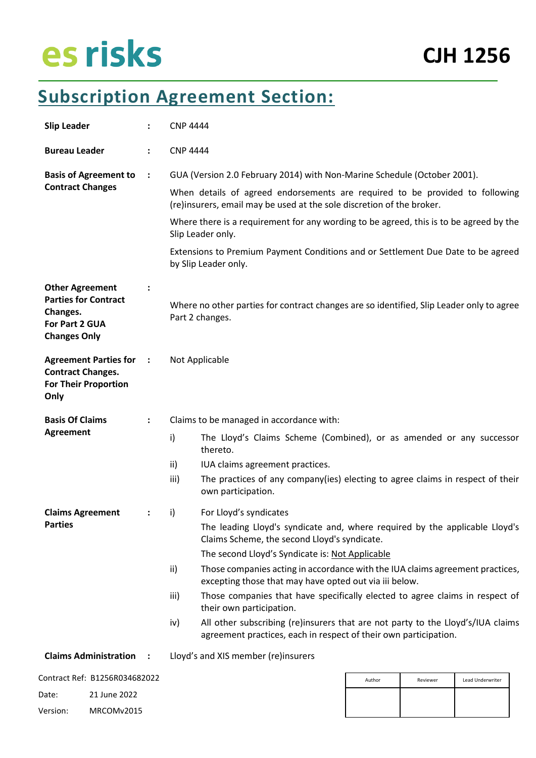es risks **CJH 1256**

# Subscription Agreement Section:

| | | |
|---|---|---|
| **Slip Leader** | : | CNP 4444 |
| **Bureau Leader** | : | CNP 4444 |
| **Basis of Agreement to Contract Changes** | : | GUA (Version 2.0 February 2014) with Non-Marine Schedule (October 2001).<br><br>When details of agreed endorsements are required to be provided to following (re)insurers, email may be used at the sole discretion of the broker.<br><br>Where there is a requirement for any wording to be agreed, this is to be agreed by the Slip Leader only.<br><br>Extensions to Premium Payment Conditions and or Settlement Due Date to be agreed by Slip Leader only. |
| **Other Agreement Parties for Contract Changes. For Part 2 GUA Changes Only** | : | Where no other parties for contract changes are so identified, Slip Leader only to agree Part 2 changes. |
| **Agreement Parties for Contract Changes. For Their Proportion Only** | : | Not Applicable |
| **Basis Of Claims Agreement** | : | Claims to be managed in accordance with:<br>i) The Lloyd's Claims Scheme (Combined), or as amended or any successor thereto.<br>ii) IUA claims agreement practices.<br>iii) The practices of any company(ies) electing to agree claims in respect of their own participation. |
| **Claims Agreement Parties** | : | i) For Lloyd's syndicates<br>The leading Lloyd's syndicate and, where required by the applicable Lloyd's Claims Scheme, the second Lloyd's syndicate.<br>The second Lloyd's Syndicate is: Not Applicable<br>ii) Those companies acting in accordance with the IUA claims agreement practices, excepting those that may have opted out via iii below.<br>iii) Those companies that have specifically elected to agree claims in respect of their own participation.<br>iv) All other subscribing (re)insurers that are not party to the Lloyd's/IUA claims agreement practices, each in respect of their own participation. |
| **Claims Administration** | : | Lloyd's and XIS member (re)insurers |

Contract Ref: B1256R034682022
Date: 21 June 2022
Version: MRCOMv2015

| Author | Reviewer | Lead Underwriter |
|---|---|---|
| | | |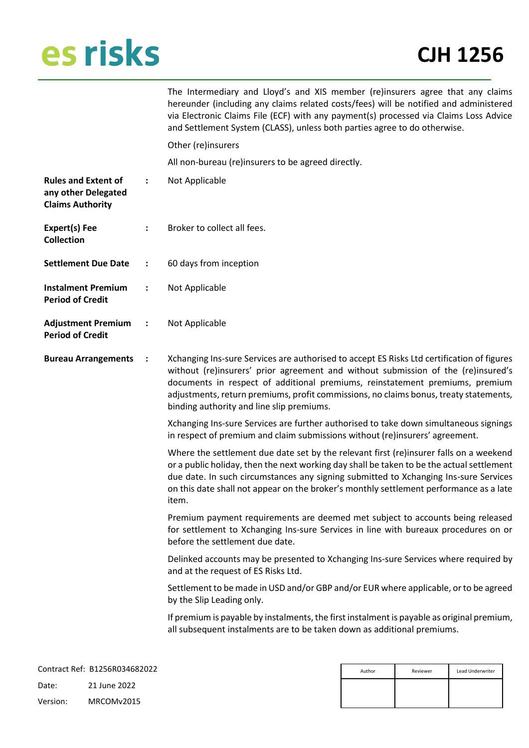The Intermediary and Lloyd's and XIS member (re)insurers agree that any claims hereunder (including any claims related costs/fees) will be notified and administered via Electronic Claims File (ECF) with any payment(s) processed via Claims Loss Advice and Settlement System (CLASS), unless both parties agree to do otherwise.

Other (re)insurers

All non-bureau (re)insurers to be agreed directly.

**Rules and Extent of any other Delegated Claims Authority** : Not Applicable

**Expert(s) Fee Collection** : Broker to collect all fees.

**Settlement Due Date** : 60 days from inception

**Instalment Premium Period of Credit** : Not Applicable

**Adjustment Premium Period of Credit** : Not Applicable

**Bureau Arrangements** : Xchanging Ins-sure Services are authorised to accept ES Risks Ltd certification of figures without (re)insurers' prior agreement and without submission of the (re)insured's documents in respect of additional premiums, reinstatement premiums, premium adjustments, return premiums, profit commissions, no claims bonus, treaty statements, binding authority and line slip premiums.

Xchanging Ins-sure Services are further authorised to take down simultaneous signings in respect of premium and claim submissions without (re)insurers' agreement.

Where the settlement due date set by the relevant first (re)insurer falls on a weekend or a public holiday, then the next working day shall be taken to be the actual settlement due date. In such circumstances any signing submitted to Xchanging Ins-sure Services on this date shall not appear on the broker's monthly settlement performance as a late item.

Premium payment requirements are deemed met subject to accounts being released for settlement to Xchanging Ins-sure Services in line with bureaux procedures on or before the settlement due date.

Delinked accounts may be presented to Xchanging Ins-sure Services where required by and at the request of ES Risks Ltd.

Settlement to be made in USD and/or GBP and/or EUR where applicable, or to be agreed by the Slip Leading only.

If premium is payable by instalments, the first instalment is payable as original premium, all subsequent instalments are to be taken down as additional premiums.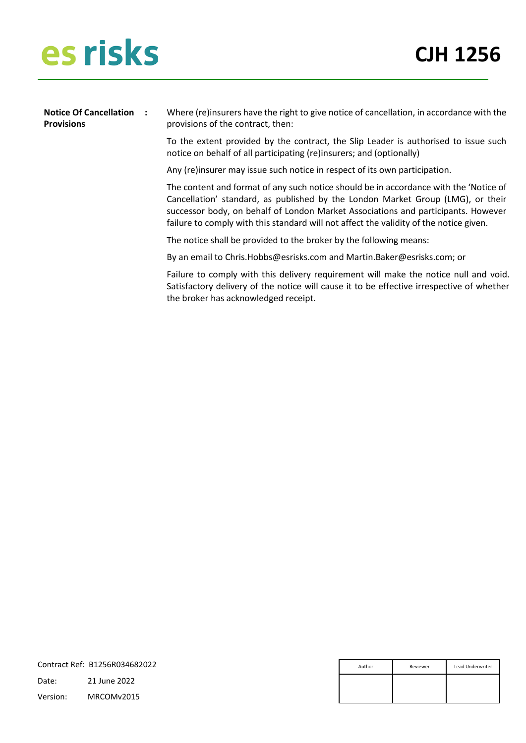**Notice Of Cancellation Provisions** :

Where (re)insurers have the right to give notice of cancellation, in accordance with the provisions of the contract, then:

To the extent provided by the contract, the Slip Leader is authorised to issue such notice on behalf of all participating (re)insurers; and (optionally)

Any (re)insurer may issue such notice in respect of its own participation.

The content and format of any such notice should be in accordance with the 'Notice of Cancellation' standard, as published by the London Market Group (LMG), or their successor body, on behalf of London Market Associations and participants. However failure to comply with this standard will not affect the validity of the notice given.

The notice shall be provided to the broker by the following means:

By an email to Chris.Hobbs@esrisks.com and Martin.Baker@esrisks.com; or

Failure to comply with this delivery requirement will make the notice null and void. Satisfactory delivery of the notice will cause it to be effective irrespective of whether the broker has acknowledged receipt.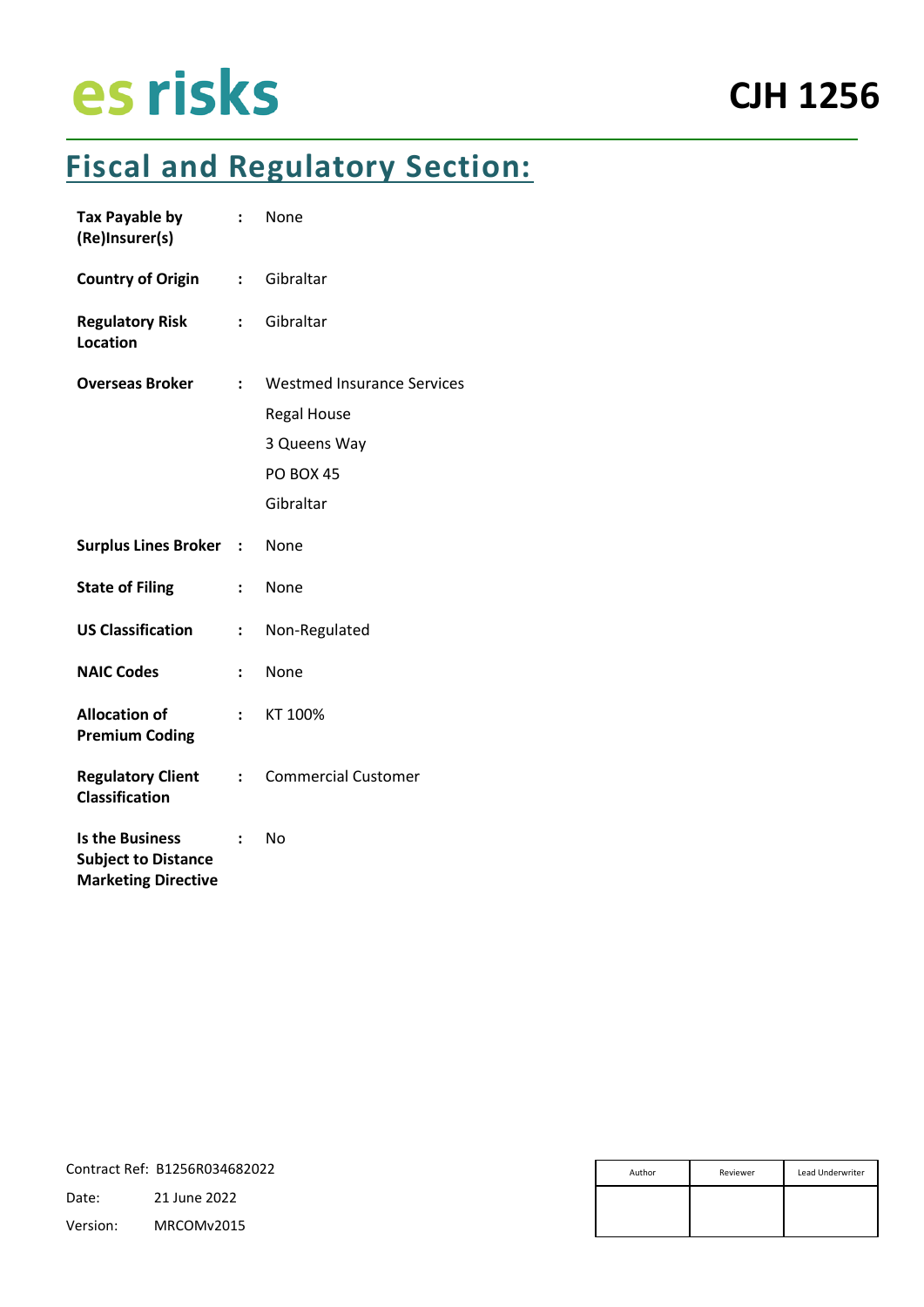es risks

**CJH 1256**

# Fiscal and Regulatory Section:

| | | |
|---|---|---|
| **Tax Payable by (Re)Insurer(s)** | : | None |
| **Country of Origin** | : | Gibraltar |
| **Regulatory Risk Location** | : | Gibraltar |
| **Overseas Broker** | : | Westmed Insurance Services<br>Regal House<br>3 Queens Way<br>PO BOX 45<br>Gibraltar |
| **Surplus Lines Broker** | : | None |
| **State of Filing** | : | None |
| **US Classification** | : | Non-Regulated |
| **NAIC Codes** | : | None |
| **Allocation of Premium Coding** | : | KT 100% |
| **Regulatory Client Classification** | : | Commercial Customer |
| **Is the Business Subject to Distance Marketing Directive** | : | No |

Contract Ref: B1256R034682022

Date: 21 June 2022

Version: MRCOMv2015

| Author | Reviewer | Lead Underwriter |
|---|---|---|
| | | |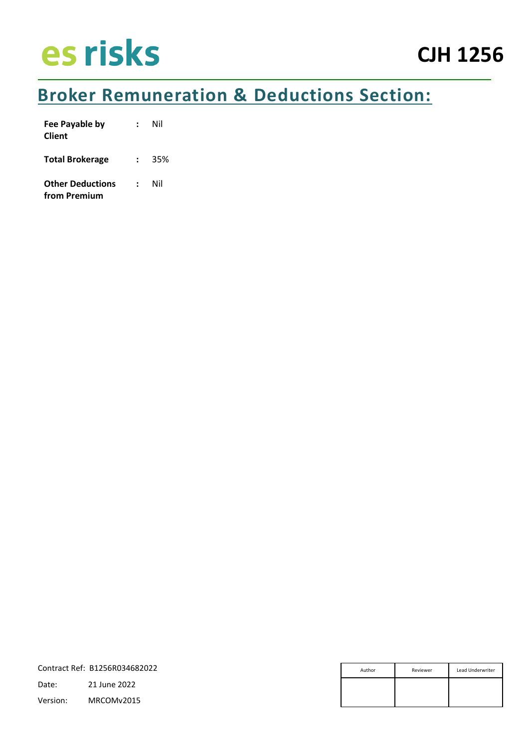## Broker Remuneration & Deductions Section:

| | | |
|---|---|---|
| **Fee Payable by Client** | **:** | Nil |
| **Total Brokerage** | **:** | 35% |
| **Other Deductions from Premium** | **:** | Nil |

Contract Ref: B1256R034682022

Date: 21 June 2022

Version: MRCOMv2015

| Author | Reviewer | Lead Underwriter |
|---|---|---|
| | | |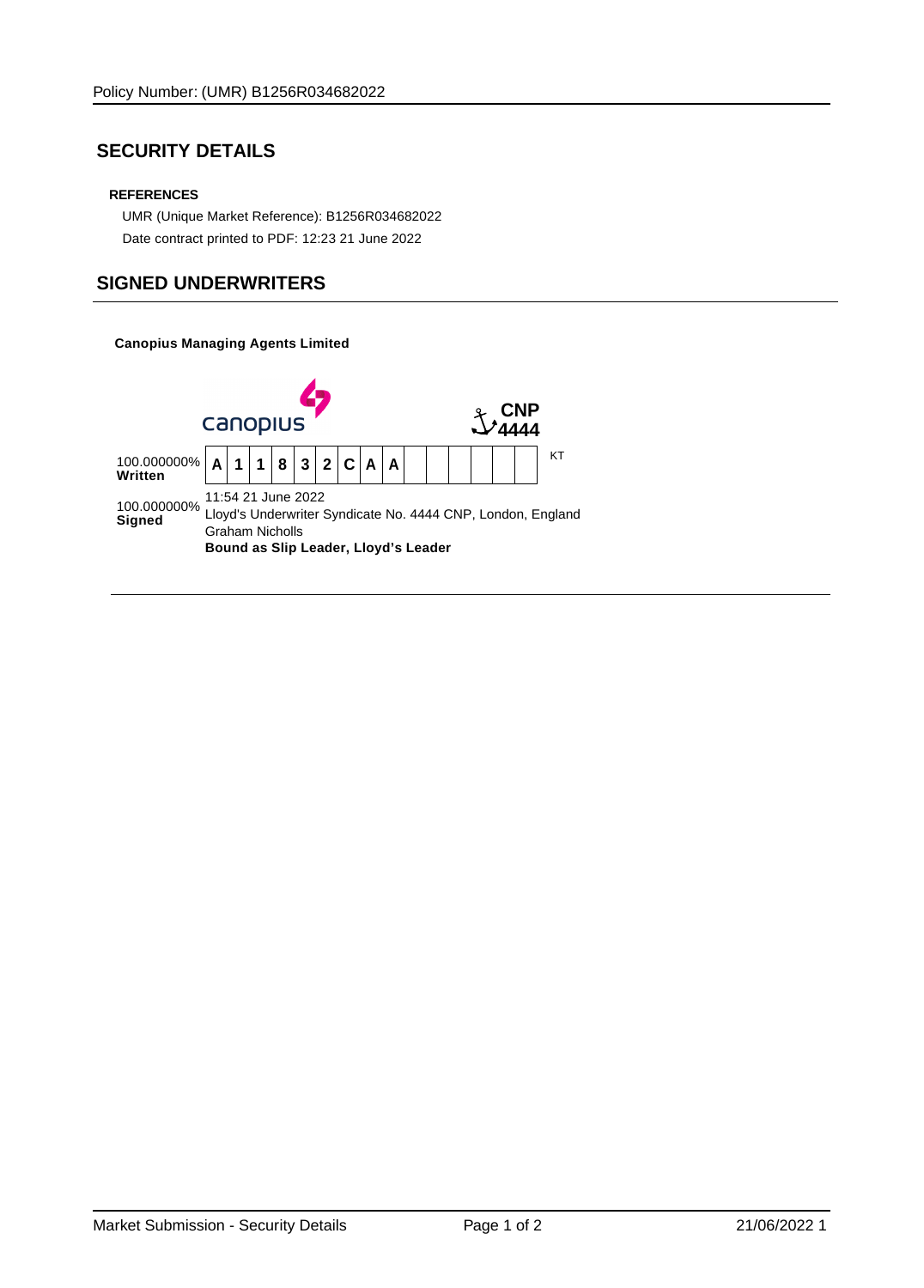## SECURITY DETAILS

**REFERENCES**

UMR (Unique Market Reference): B1256R034682022

Date contract printed to PDF: 12:23 21 June 2022

## SIGNED UNDERWRITERS

**Canopius Managing Agents Limited**

CNP 4444

| | |
|---|---|
| 100.000000% **Written** | A 1 1 8 3 2 C A A KT |
| 100.000000% **Signed** | 11:54 21 June 2022<br>Lloyd's Underwriter Syndicate No. 4444 CNP, London, England<br>Graham Nicholls<br>**Bound as Slip Leader, Lloyd's Leader** |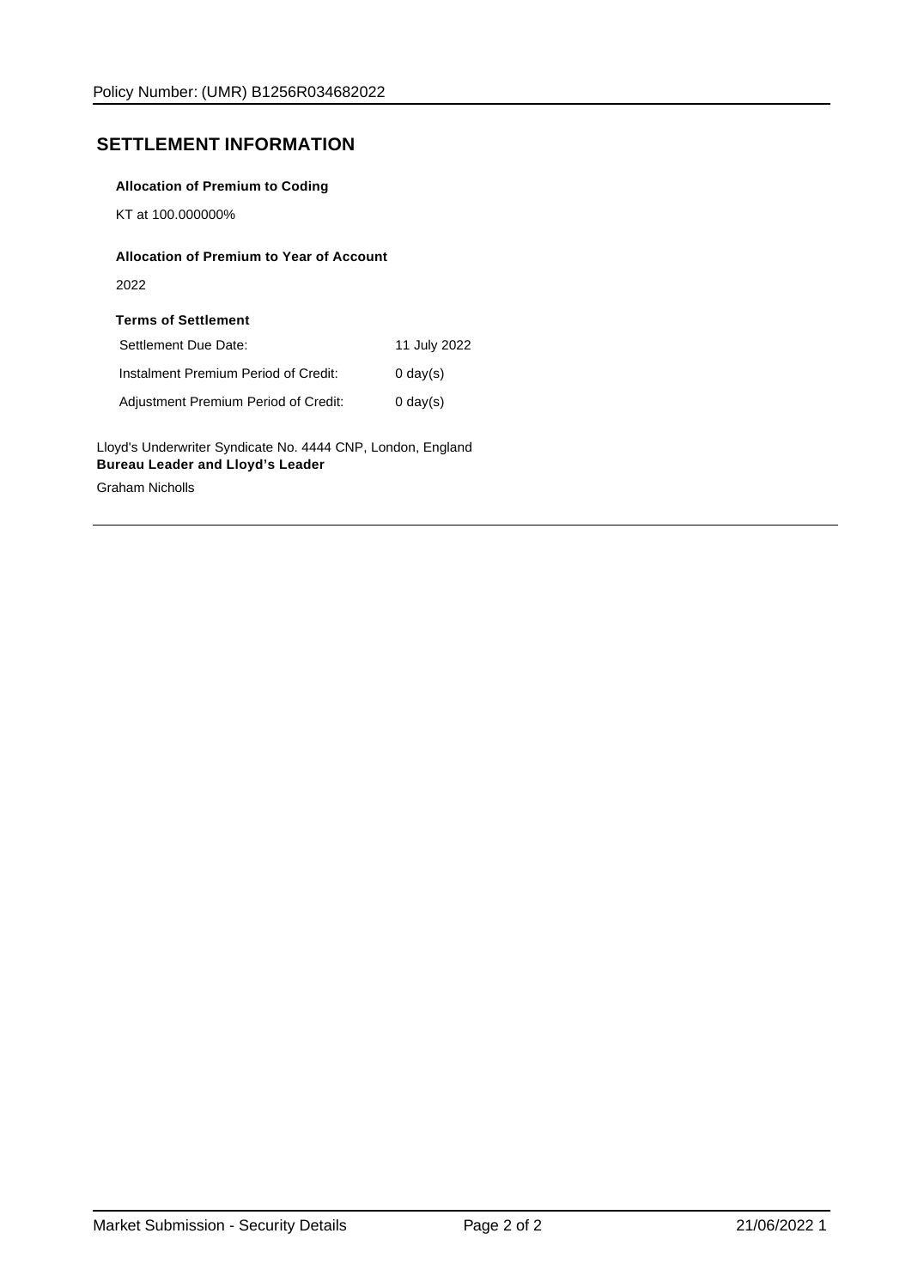## SETTLEMENT INFORMATION

**Allocation of Premium to Coding**

KT at 100.000000%

**Allocation of Premium to Year of Account**

2022

**Terms of Settlement**

| | |
|---|---|
| Settlement Due Date: | 11 July 2022 |
| Instalment Premium Period of Credit: | 0 day(s) |
| Adjustment Premium Period of Credit: | 0 day(s) |

Lloyd's Underwriter Syndicate No. 4444 CNP, London, England
**Bureau Leader and Lloyd's Leader**

Graham Nicholls